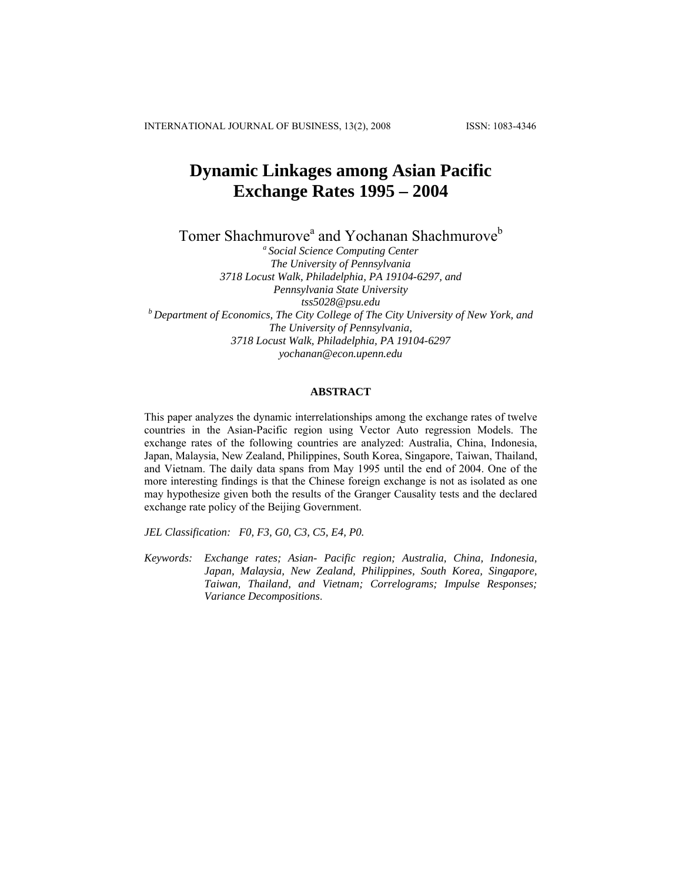# Dynamic Linkages among Asian Pacific Exchange Rates 1995 – 2004

Tomer Shachmurove[a] and Yochanan Shachmurove[b]

[a] *Social Science Computing Center*
*The University of Pennsylvania*
*3718 Locust Walk, Philadelphia, PA 19104-6297, and*
*Pennsylvania State University*
*tss5028@psu.edu*

[b] *Department of Economics, The City College of The City University of New York, and*
*The University of Pennsylvania,*
*3718 Locust Walk, Philadelphia, PA 19104-6297*
*yochanan@econ.upenn.edu*

## ABSTRACT

This paper analyzes the dynamic interrelationships among the exchange rates of twelve countries in the Asian-Pacific region using Vector Auto regression Models. The exchange rates of the following countries are analyzed: Australia, China, Indonesia, Japan, Malaysia, New Zealand, Philippines, South Korea, Singapore, Taiwan, Thailand, and Vietnam. The daily data spans from May 1995 until the end of 2004. One of the more interesting findings is that the Chinese foreign exchange is not as isolated as one may hypothesize given both the results of the Granger Causality tests and the declared exchange rate policy of the Beijing Government.

*JEL Classification: F0, F3, G0, C3, C5, E4, P0.*

*Keywords: Exchange rates; Asian- Pacific region; Australia, China, Indonesia, Japan, Malaysia, New Zealand, Philippines, South Korea, Singapore, Taiwan, Thailand, and Vietnam; Correlograms; Impulse Responses; Variance Decompositions.*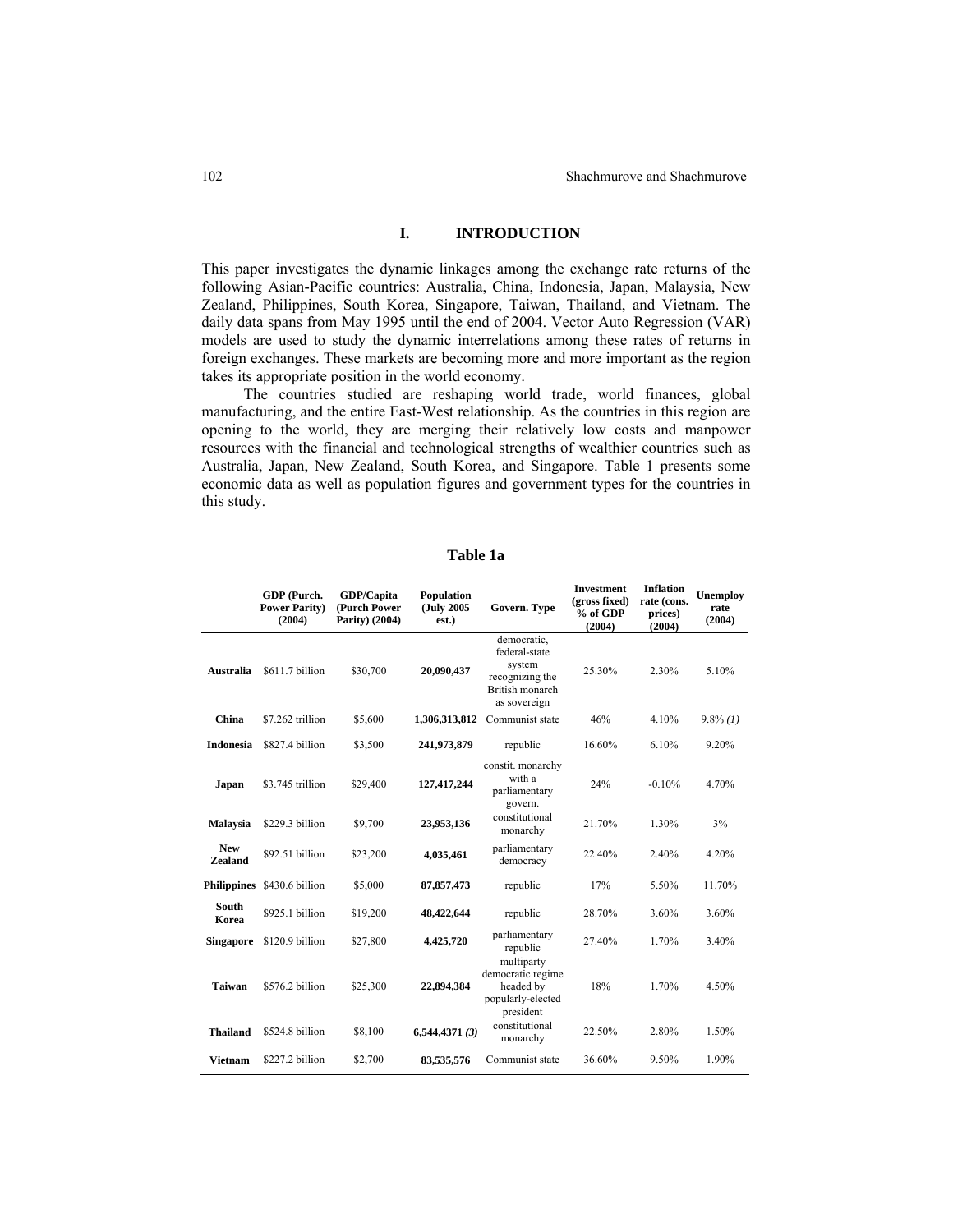## I. INTRODUCTION

This paper investigates the dynamic linkages among the exchange rate returns of the following Asian-Pacific countries: Australia, China, Indonesia, Japan, Malaysia, New Zealand, Philippines, South Korea, Singapore, Taiwan, Thailand, and Vietnam. The daily data spans from May 1995 until the end of 2004. Vector Auto Regression (VAR) models are used to study the dynamic interrelations among these rates of returns in foreign exchanges. These markets are becoming more and more important as the region takes its appropriate position in the world economy.

The countries studied are reshaping world trade, world finances, global manufacturing, and the entire East-West relationship. As the countries in this region are opening to the world, they are merging their relatively low costs and manpower resources with the financial and technological strengths of wealthier countries such as Australia, Japan, New Zealand, South Korea, and Singapore. Table 1 presents some economic data as well as population figures and government types for the countries in this study.

**Table 1a**

| | GDP (Purch. Power Parity) (2004) | GDP/Capita (Purch Power Parity) (2004) | Population (July 2005 est.) | Govern. Type | Investment (gross fixed) % of GDP (2004) | Inflation rate (cons. prices) (2004) | Unemploy rate (2004) |
|---|---|---|---|---|---|---|---|
| **Australia** | $611.7 billion | $30,700 | **20,090,437** | democratic, federal-state system recognizing the British monarch as sovereign | 25.30% | 2.30% | 5.10% |
| **China** | $7.262 trillion | $5,600 | **1,306,313,812** | Communist state | 46% | 4.10% | 9.8% *(1)* |
| **Indonesia** | $827.4 billion | $3,500 | **241,973,879** | republic | 16.60% | 6.10% | 9.20% |
| **Japan** | $3.745 trillion | $29,400 | **127,417,244** | constit. monarchy with a parliamentary govern. | 24% | -0.10% | 4.70% |
| **Malaysia** | $229.3 billion | $9,700 | **23,953,136** | constitutional monarchy | 21.70% | 1.30% | 3% |
| **New Zealand** | $92.51 billion | $23,200 | **4,035,461** | parliamentary democracy | 22.40% | 2.40% | 4.20% |
| **Philippines** | $430.6 billion | $5,000 | **87,857,473** | republic | 17% | 5.50% | 11.70% |
| **South Korea** | $925.1 billion | $19,200 | **48,422,644** | republic | 28.70% | 3.60% | 3.60% |
| **Singapore** | $120.9 billion | $27,800 | **4,425,720** | parliamentary republic | 27.40% | 1.70% | 3.40% |
| **Taiwan** | $576.2 billion | $25,300 | **22,894,384** | multiparty democratic regime headed by popularly-elected president | 18% | 1.70% | 4.50% |
| **Thailand** | $524.8 billion | $8,100 | **6,544,4371** *(3)* | constitutional monarchy | 22.50% | 2.80% | 1.50% |
| **Vietnam** | $227.2 billion | $2,700 | **83,535,576** | Communist state | 36.60% | 9.50% | 1.90% |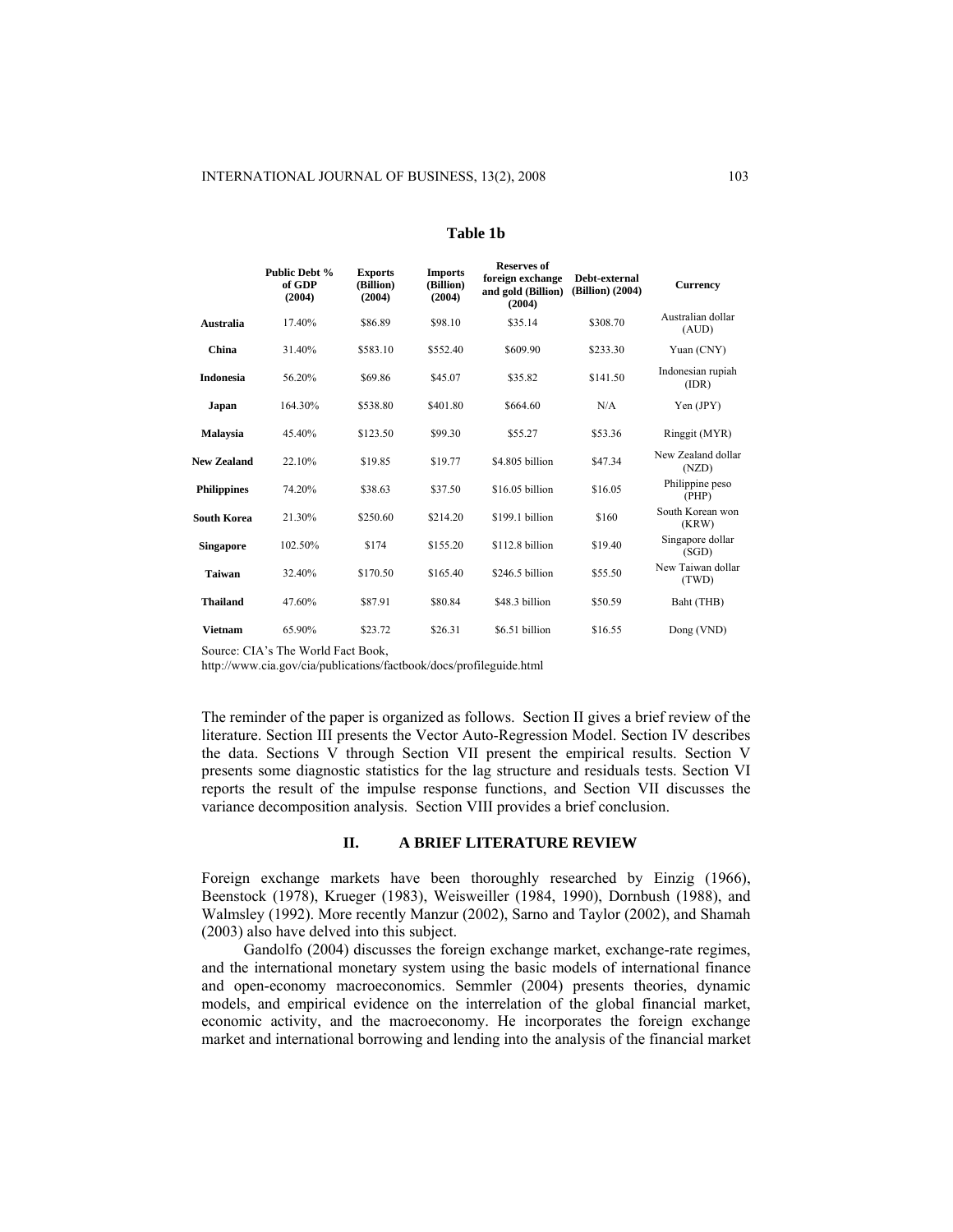## Table 1b

| | Public Debt % of GDP (2004) | Exports (Billion) (2004) | Imports (Billion) (2004) | Reserves of foreign exchange and gold (Billion) (2004) | Debt-external (Billion) (2004) | Currency |
|---|---|---|---|---|---|---|
| **Australia** | 17.40% | \$86.89 | \$98.10 | \$35.14 | \$308.70 | Australian dollar (AUD) |
| **China** | 31.40% | \$583.10 | \$552.40 | \$609.90 | \$233.30 | Yuan (CNY) |
| **Indonesia** | 56.20% | \$69.86 | \$45.07 | \$35.82 | \$141.50 | Indonesian rupiah (IDR) |
| **Japan** | 164.30% | \$538.80 | \$401.80 | \$664.60 | N/A | Yen (JPY) |
| **Malaysia** | 45.40% | \$123.50 | \$99.30 | \$55.27 | \$53.36 | Ringgit (MYR) |
| **New Zealand** | 22.10% | \$19.85 | \$19.77 | \$4.805 billion | \$47.34 | New Zealand dollar (NZD) |
| **Philippines** | 74.20% | \$38.63 | \$37.50 | \$16.05 billion | \$16.05 | Philippine peso (PHP) |
| **South Korea** | 21.30% | \$250.60 | \$214.20 | \$199.1 billion | \$160 | South Korean won (KRW) |
| **Singapore** | 102.50% | \$174 | \$155.20 | \$112.8 billion | \$19.40 | Singapore dollar (SGD) |
| **Taiwan** | 32.40% | \$170.50 | \$165.40 | \$246.5 billion | \$55.50 | New Taiwan dollar (TWD) |
| **Thailand** | 47.60% | \$87.91 | \$80.84 | \$48.3 billion | \$50.59 | Baht (THB) |
| **Vietnam** | 65.90% | \$23.72 | \$26.31 | \$6.51 billion | \$16.55 | Dong (VND) |

Source: CIA's The World Fact Book, http://www.cia.gov/cia/publications/factbook/docs/profileguide.html

The reminder of the paper is organized as follows. Section II gives a brief review of the literature. Section III presents the Vector Auto-Regression Model. Section IV describes the data. Sections V through Section VII present the empirical results. Section V presents some diagnostic statistics for the lag structure and residuals tests. Section VI reports the result of the impulse response functions, and Section VII discusses the variance decomposition analysis. Section VIII provides a brief conclusion.

## II. A BRIEF LITERATURE REVIEW

Foreign exchange markets have been thoroughly researched by Einzig (1966), Beenstock (1978), Krueger (1983), Weisweiller (1984, 1990), Dornbush (1988), and Walmsley (1992). More recently Manzur (2002), Sarno and Taylor (2002), and Shamah (2003) also have delved into this subject.

Gandolfo (2004) discusses the foreign exchange market, exchange-rate regimes, and the international monetary system using the basic models of international finance and open-economy macroeconomics. Semmler (2004) presents theories, dynamic models, and empirical evidence on the interrelation of the global financial market, economic activity, and the macroeconomy. He incorporates the foreign exchange market and international borrowing and lending into the analysis of the financial market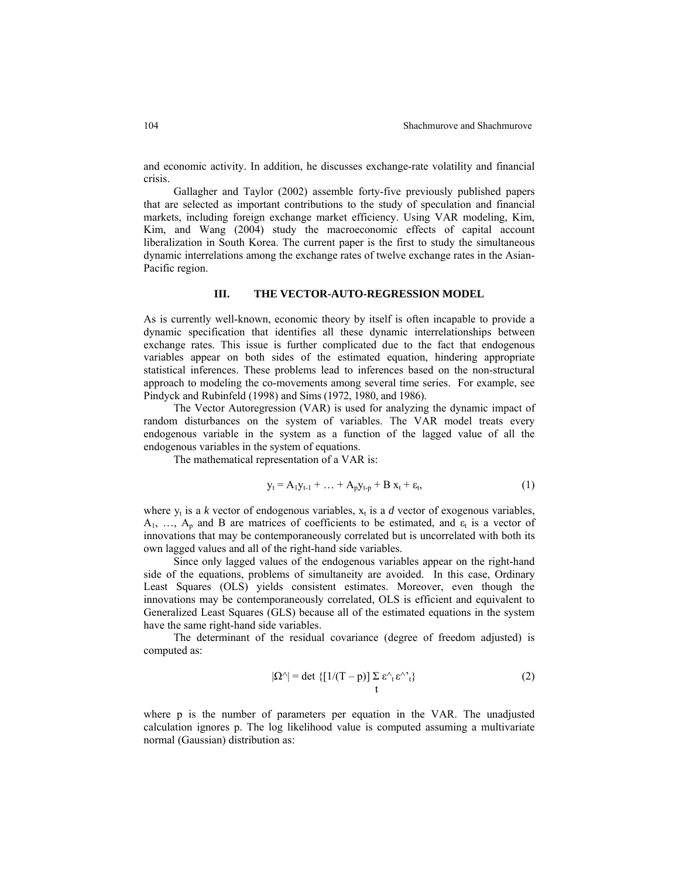and economic activity. In addition, he discusses exchange-rate volatility and financial crisis.

Gallagher and Taylor (2002) assemble forty-five previously published papers that are selected as important contributions to the study of speculation and financial markets, including foreign exchange market efficiency. Using VAR modeling, Kim, Kim, and Wang (2004) study the macroeconomic effects of capital account liberalization in South Korea. The current paper is the first to study the simultaneous dynamic interrelations among the exchange rates of twelve exchange rates in the Asian-Pacific region.

## III. THE VECTOR-AUTO-REGRESSION MODEL

As is currently well-known, economic theory by itself is often incapable to provide a dynamic specification that identifies all these dynamic interrelationships between exchange rates. This issue is further complicated due to the fact that endogenous variables appear on both sides of the estimated equation, hindering appropriate statistical inferences. These problems lead to inferences based on the non-structural approach to modeling the co-movements among several time series. For example, see Pindyck and Rubinfeld (1998) and Sims (1972, 1980, and 1986).

The Vector Autoregression (VAR) is used for analyzing the dynamic impact of random disturbances on the system of variables. The VAR model treats every endogenous variable in the system as a function of the lagged value of all the endogenous variables in the system of equations.

The mathematical representation of a VAR is:

$$y_t = A_1 y_{t-1} + \dots + A_p y_{t-p} + B\, x_t + \varepsilon_t, \tag{1}$$

where $y_t$ is a *k* vector of endogenous variables, $x_t$ is a *d* vector of exogenous variables, $A_1, \dots, A_p$ and B are matrices of coefficients to be estimated, and $\varepsilon_t$ is a vector of innovations that may be contemporaneously correlated but is uncorrelated with both its own lagged values and all of the right-hand side variables.

Since only lagged values of the endogenous variables appear on the right-hand side of the equations, problems of simultaneity are avoided. In this case, Ordinary Least Squares (OLS) yields consistent estimates. Moreover, even though the innovations may be contemporaneously correlated, OLS is efficient and equivalent to Generalized Least Squares (GLS) because all of the estimated equations in the system have the same right-hand side variables.

The determinant of the residual covariance (degree of freedom adjusted) is computed as:

$$|\hat{\Omega}| = \det \left\{ [1/(T - p)] \sum_t \hat{\varepsilon}_t \hat{\varepsilon}'_t \right\} \tag{2}$$

where p is the number of parameters per equation in the VAR. The unadjusted calculation ignores p. The log likelihood value is computed assuming a multivariate normal (Gaussian) distribution as: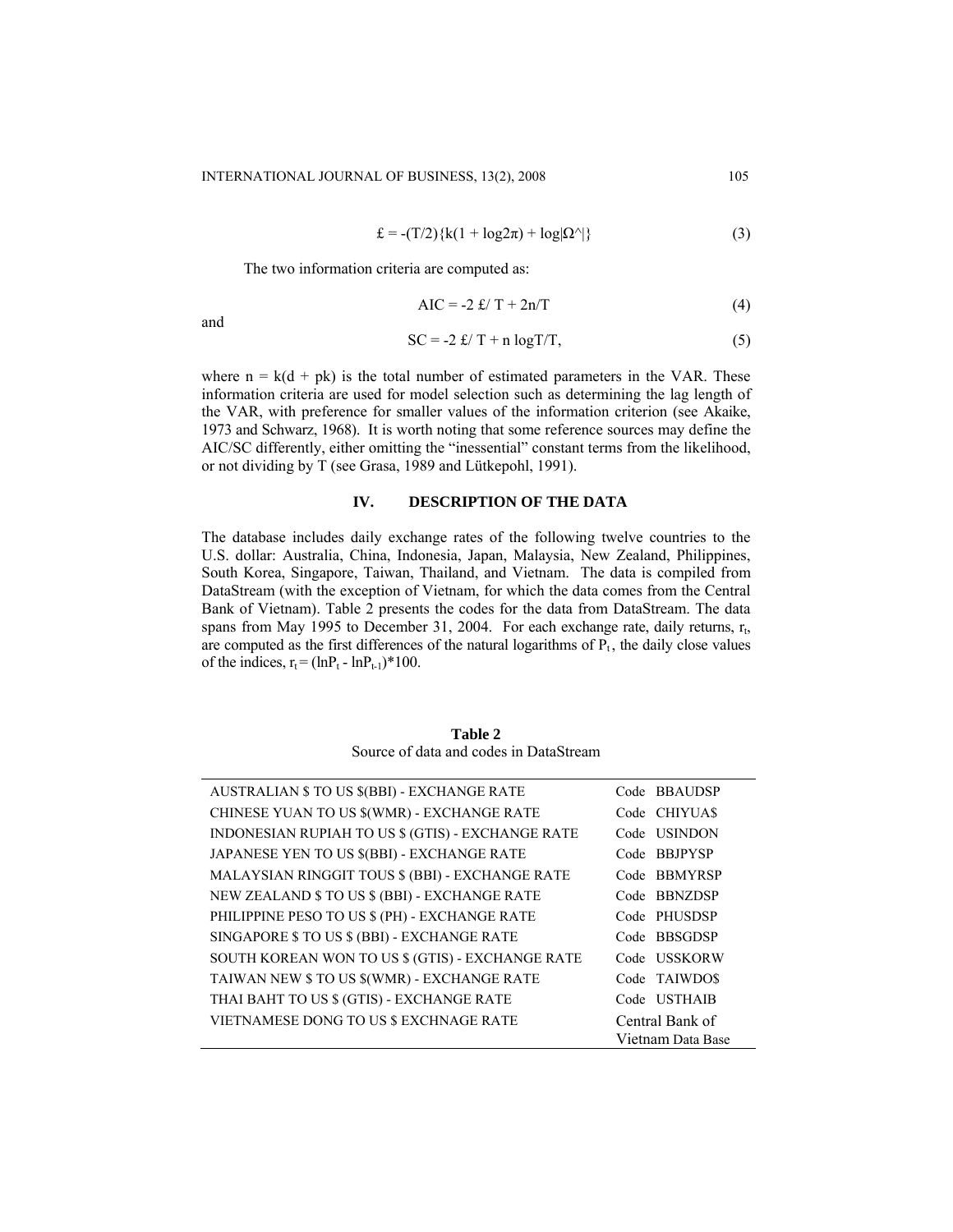$$£ = -(T/2)\{k(1 + \log 2\pi) + \log|\Omega^\wedge|\} \tag{3}$$

The two information criteria are computed as:

$$AIC = -2\, £/\, T + 2n/T \tag{4}$$

and

$$SC = -2\, £/\, T + n \log T/T, \tag{5}$$

where $n = k(d + pk)$ is the total number of estimated parameters in the VAR. These information criteria are used for model selection such as determining the lag length of the VAR, with preference for smaller values of the information criterion (see Akaike, 1973 and Schwarz, 1968). It is worth noting that some reference sources may define the AIC/SC differently, either omitting the "inessential" constant terms from the likelihood, or not dividing by T (see Grasa, 1989 and Lütkepohl, 1991).

## IV. DESCRIPTION OF THE DATA

The database includes daily exchange rates of the following twelve countries to the U.S. dollar: Australia, China, Indonesia, Japan, Malaysia, New Zealand, Philippines, South Korea, Singapore, Taiwan, Thailand, and Vietnam. The data is compiled from DataStream (with the exception of Vietnam, for which the data comes from the Central Bank of Vietnam). Table 2 presents the codes for the data from DataStream. The data spans from May 1995 to December 31, 2004. For each exchange rate, daily returns, $r_t$, are computed as the first differences of the natural logarithms of $P_t$, the daily close values of the indices, $r_t = (\ln P_t - \ln P_{t-1})*100$.

**Table 2**
Source of data and codes in DataStream

| | |
|---|---|
| AUSTRALIAN $ TO US $(BBI) - EXCHANGE RATE | Code BBAUDSP |
| CHINESE YUAN TO US $(WMR) - EXCHANGE RATE | Code CHIYUA$ |
| INDONESIAN RUPIAH TO US $ (GTIS) - EXCHANGE RATE | Code USINDON |
| JAPANESE YEN TO US $(BBI) - EXCHANGE RATE | Code BBJPYSP |
| MALAYSIAN RINGGIT TOUS $ (BBI) - EXCHANGE RATE | Code BBMYRSP |
| NEW ZEALAND $ TO US $ (BBI) - EXCHANGE RATE | Code BBNZDSP |
| PHILIPPINE PESO TO US $ (PH) - EXCHANGE RATE | Code PHUSDSP |
| SINGAPORE $ TO US $ (BBI) - EXCHANGE RATE | Code BBSGDSP |
| SOUTH KOREAN WON TO US $ (GTIS) - EXCHANGE RATE | Code USSKORW |
| TAIWAN NEW $ TO US $(WMR) - EXCHANGE RATE | Code TAIWDO$ |
| THAI BAHT TO US $ (GTIS) - EXCHANGE RATE | Code USTHAIB |
| VIETNAMESE DONG TO US $ EXCHNAGE RATE | Central Bank of Vietnam Data Base |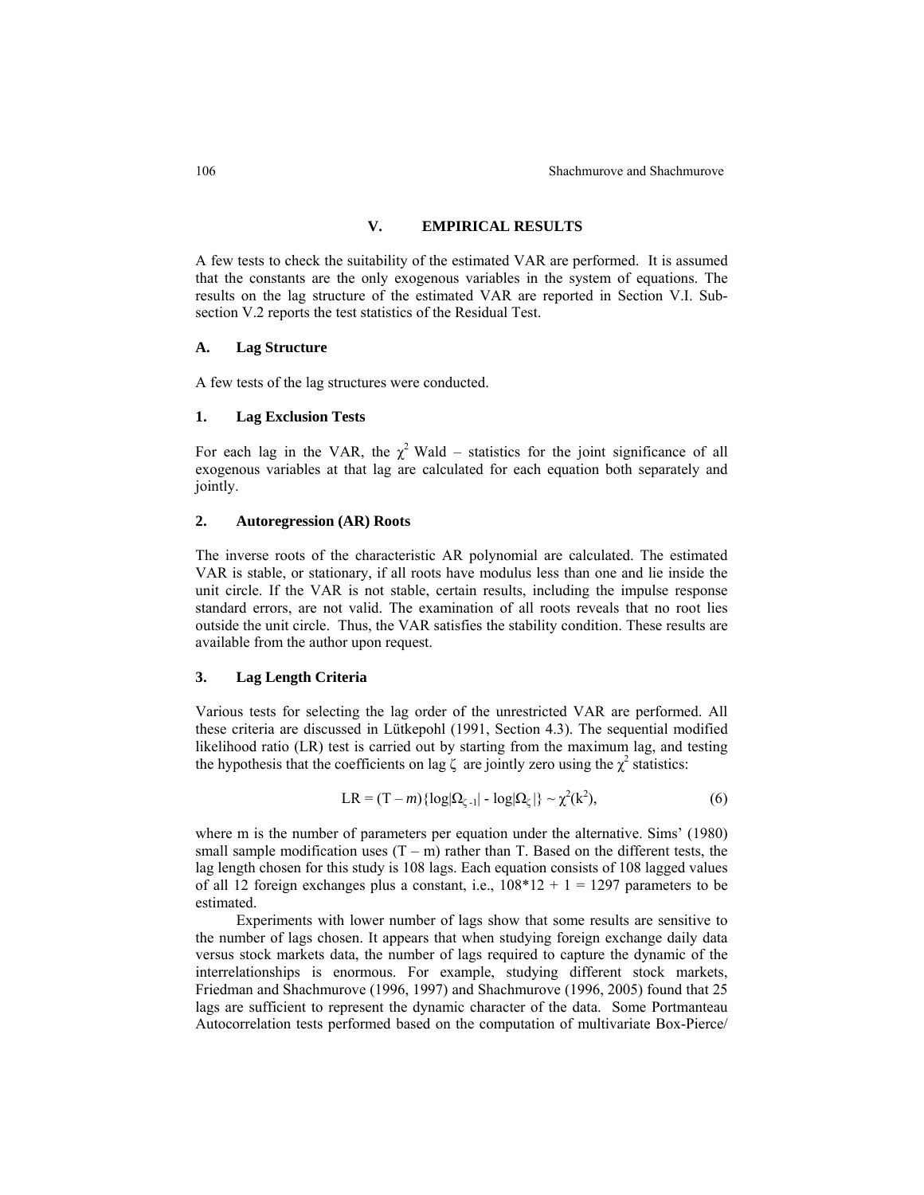## V. EMPIRICAL RESULTS

A few tests to check the suitability of the estimated VAR are performed. It is assumed that the constants are the only exogenous variables in the system of equations. The results on the lag structure of the estimated VAR are reported in Section V.I. Sub-section V.2 reports the test statistics of the Residual Test.

### A. Lag Structure

A few tests of the lag structures were conducted.

#### 1. Lag Exclusion Tests

For each lag in the VAR, the $\chi^2$ Wald – statistics for the joint significance of all exogenous variables at that lag are calculated for each equation both separately and jointly.

#### 2. Autoregression (AR) Roots

The inverse roots of the characteristic AR polynomial are calculated. The estimated VAR is stable, or stationary, if all roots have modulus less than one and lie inside the unit circle. If the VAR is not stable, certain results, including the impulse response standard errors, are not valid. The examination of all roots reveals that no root lies outside the unit circle. Thus, the VAR satisfies the stability condition. These results are available from the author upon request.

#### 3. Lag Length Criteria

Various tests for selecting the lag order of the unrestricted VAR are performed. All these criteria are discussed in Lütkepohl (1991, Section 4.3). The sequential modified likelihood ratio (LR) test is carried out by starting from the maximum lag, and testing the hypothesis that the coefficients on lag $\zeta$ are jointly zero using the $\chi^2$ statistics:

$$\text{LR} = (\text{T} - m)\{\log|\Omega_{\zeta-1}| - \log|\Omega_{\zeta}|\} \sim \chi^2(\text{k}^2), \tag{6}$$

where m is the number of parameters per equation under the alternative. Sims' (1980) small sample modification uses $(\text{T} - \text{m})$ rather than T. Based on the different tests, the lag length chosen for this study is 108 lags. Each equation consists of 108 lagged values of all 12 foreign exchanges plus a constant, i.e., 108*12 + 1 = 1297 parameters to be estimated.

Experiments with lower number of lags show that some results are sensitive to the number of lags chosen. It appears that when studying foreign exchange daily data versus stock markets data, the number of lags required to capture the dynamic of the interrelationships is enormous. For example, studying different stock markets, Friedman and Shachmurove (1996, 1997) and Shachmurove (1996, 2005) found that 25 lags are sufficient to represent the dynamic character of the data. Some Portmanteau Autocorrelation tests performed based on the computation of multivariate Box-Pierce/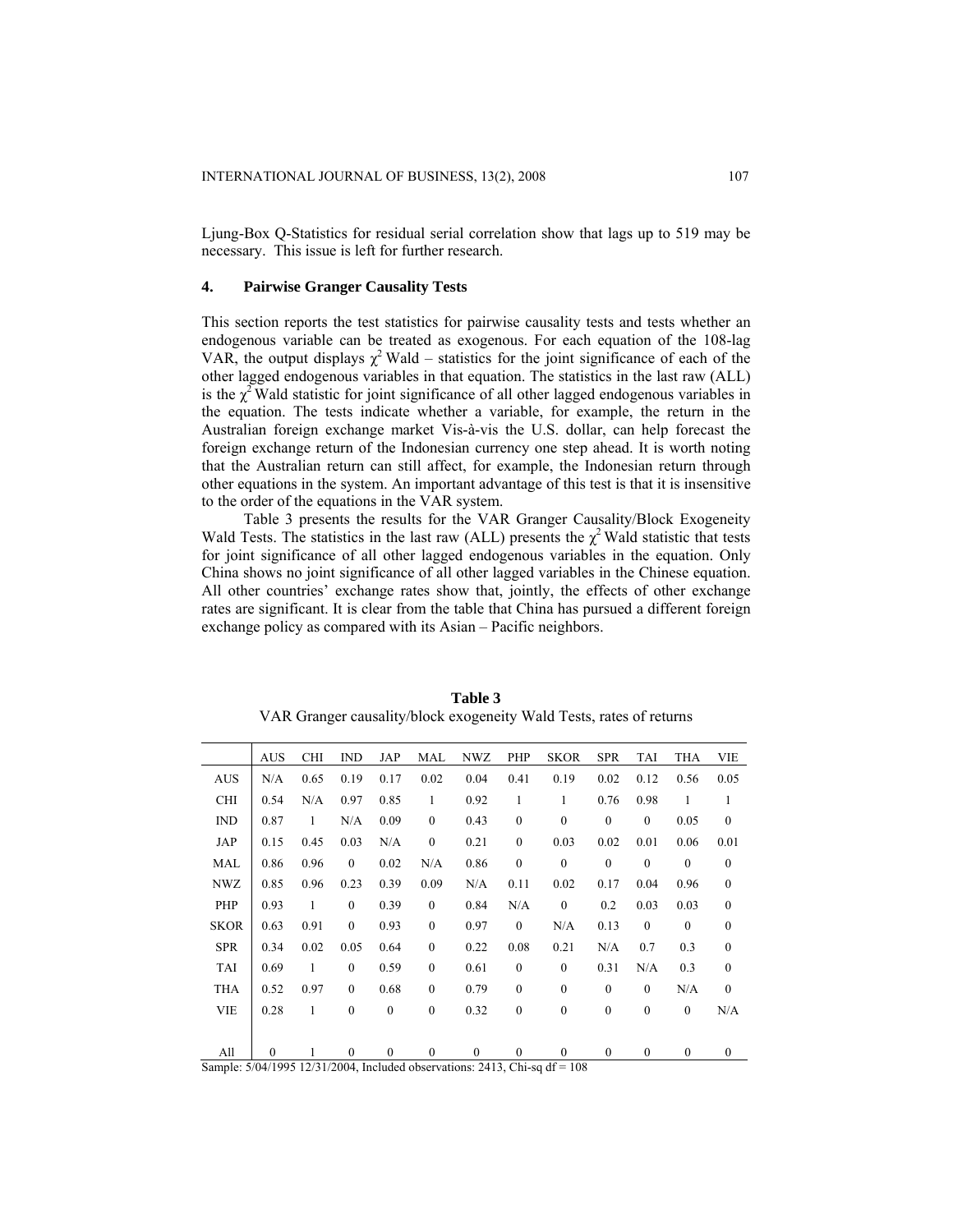Ljung-Box Q-Statistics for residual serial correlation show that lags up to 519 may be necessary. This issue is left for further research.

## 4. Pairwise Granger Causality Tests

This section reports the test statistics for pairwise causality tests and tests whether an endogenous variable can be treated as exogenous. For each equation of the 108-lag VAR, the output displays $\chi^2$ Wald – statistics for the joint significance of each of the other lagged endogenous variables in that equation. The statistics in the last raw (ALL) is the $\chi^2$ Wald statistic for joint significance of all other lagged endogenous variables in the equation. The tests indicate whether a variable, for example, the return in the Australian foreign exchange market Vis-à-vis the U.S. dollar, can help forecast the foreign exchange return of the Indonesian currency one step ahead. It is worth noting that the Australian return can still affect, for example, the Indonesian return through other equations in the system. An important advantage of this test is that it is insensitive to the order of the equations in the VAR system.

Table 3 presents the results for the VAR Granger Causality/Block Exogeneity Wald Tests. The statistics in the last raw (ALL) presents the $\chi^2$ Wald statistic that tests for joint significance of all other lagged endogenous variables in the equation. Only China shows no joint significance of all other lagged variables in the Chinese equation. All other countries' exchange rates show that, jointly, the effects of other exchange rates are significant. It is clear from the table that China has pursued a different foreign exchange policy as compared with its Asian – Pacific neighbors.

**Table 3**
VAR Granger causality/block exogeneity Wald Tests, rates of returns

| | AUS | CHI | IND | JAP | MAL | NWZ | PHP | SKOR | SPR | TAI | THA | VIE |
|---|---|---|---|---|---|---|---|---|---|---|---|---|
| AUS | N/A | 0.65 | 0.19 | 0.17 | 0.02 | 0.04 | 0.41 | 0.19 | 0.02 | 0.12 | 0.56 | 0.05 |
| CHI | 0.54 | N/A | 0.97 | 0.85 | 1 | 0.92 | 1 | 1 | 0.76 | 0.98 | 1 | 1 |
| IND | 0.87 | 1 | N/A | 0.09 | 0 | 0.43 | 0 | 0 | 0 | 0 | 0.05 | 0 |
| JAP | 0.15 | 0.45 | 0.03 | N/A | 0 | 0.21 | 0 | 0.03 | 0.02 | 0.01 | 0.06 | 0.01 |
| MAL | 0.86 | 0.96 | 0 | 0.02 | N/A | 0.86 | 0 | 0 | 0 | 0 | 0 | 0 |
| NWZ | 0.85 | 0.96 | 0.23 | 0.39 | 0.09 | N/A | 0.11 | 0.02 | 0.17 | 0.04 | 0.96 | 0 |
| PHP | 0.93 | 1 | 0 | 0.39 | 0 | 0.84 | N/A | 0 | 0.2 | 0.03 | 0.03 | 0 |
| SKOR | 0.63 | 0.91 | 0 | 0.93 | 0 | 0.97 | 0 | N/A | 0.13 | 0 | 0 | 0 |
| SPR | 0.34 | 0.02 | 0.05 | 0.64 | 0 | 0.22 | 0.08 | 0.21 | N/A | 0.7 | 0.3 | 0 |
| TAI | 0.69 | 1 | 0 | 0.59 | 0 | 0.61 | 0 | 0 | 0.31 | N/A | 0.3 | 0 |
| THA | 0.52 | 0.97 | 0 | 0.68 | 0 | 0.79 | 0 | 0 | 0 | 0 | N/A | 0 |
| VIE | 0.28 | 1 | 0 | 0 | 0 | 0.32 | 0 | 0 | 0 | 0 | 0 | N/A |
| All | 0 | 1 | 0 | 0 | 0 | 0 | 0 | 0 | 0 | 0 | 0 | 0 |

Sample: 5/04/1995 12/31/2004, Included observations: 2413, Chi-sq df = 108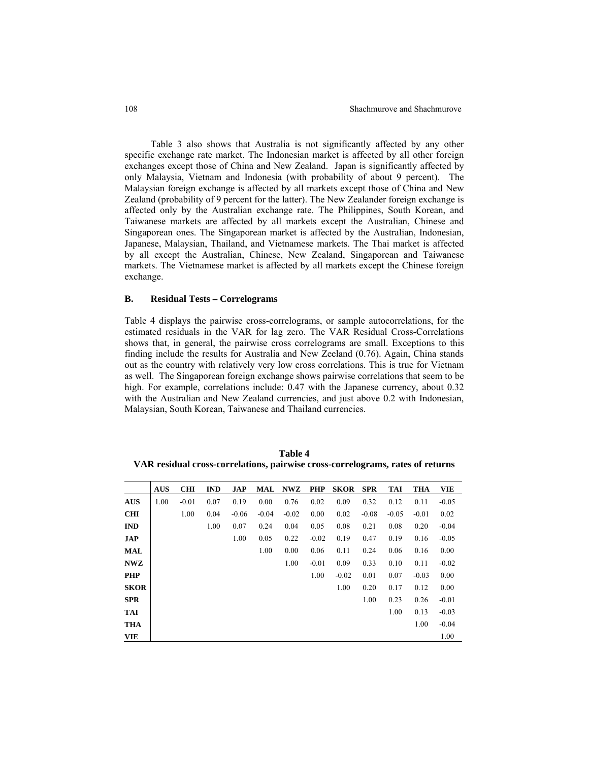Table 3 also shows that Australia is not significantly affected by any other specific exchange rate market. The Indonesian market is affected by all other foreign exchanges except those of China and New Zealand. Japan is significantly affected by only Malaysia, Vietnam and Indonesia (with probability of about 9 percent). The Malaysian foreign exchange is affected by all markets except those of China and New Zealand (probability of 9 percent for the latter). The New Zealander foreign exchange is affected only by the Australian exchange rate. The Philippines, South Korean, and Taiwanese markets are affected by all markets except the Australian, Chinese and Singaporean ones. The Singaporean market is affected by the Australian, Indonesian, Japanese, Malaysian, Thailand, and Vietnamese markets. The Thai market is affected by all except the Australian, Chinese, New Zealand, Singaporean and Taiwanese markets. The Vietnamese market is affected by all markets except the Chinese foreign exchange.

## B. Residual Tests – Correlograms

Table 4 displays the pairwise cross-correlograms, or sample autocorrelations, for the estimated residuals in the VAR for lag zero. The VAR Residual Cross-Correlations shows that, in general, the pairwise cross correlograms are small. Exceptions to this finding include the results for Australia and New Zeeland (0.76). Again, China stands out as the country with relatively very low cross correlations. This is true for Vietnam as well. The Singaporean foreign exchange shows pairwise correlations that seem to be high. For example, correlations include: 0.47 with the Japanese currency, about 0.32 with the Australian and New Zealand currencies, and just above 0.2 with Indonesian, Malaysian, South Korean, Taiwanese and Thailand currencies.

**Table 4**
**VAR residual cross-correlations, pairwise cross-correlograms, rates of returns**

| | AUS | CHI | IND | JAP | MAL | NWZ | PHP | SKOR | SPR | TAI | THA | VIE |
|---|---|---|---|---|---|---|---|---|---|---|---|---|
| **AUS** | 1.00 | -0.01 | 0.07 | 0.19 | 0.00 | 0.76 | 0.02 | 0.09 | 0.32 | 0.12 | 0.11 | -0.05 |
| **CHI** | | 1.00 | 0.04 | -0.06 | -0.04 | -0.02 | 0.00 | 0.02 | -0.08 | -0.05 | -0.01 | 0.02 |
| **IND** | | | 1.00 | 0.07 | 0.24 | 0.04 | 0.05 | 0.08 | 0.21 | 0.08 | 0.20 | -0.04 |
| **JAP** | | | | 1.00 | 0.05 | 0.22 | -0.02 | 0.19 | 0.47 | 0.19 | 0.16 | -0.05 |
| **MAL** | | | | | 1.00 | 0.00 | 0.06 | 0.11 | 0.24 | 0.06 | 0.16 | 0.00 |
| **NWZ** | | | | | | 1.00 | -0.01 | 0.09 | 0.33 | 0.10 | 0.11 | -0.02 |
| **PHP** | | | | | | | 1.00 | -0.02 | 0.01 | 0.07 | -0.03 | 0.00 |
| **SKOR** | | | | | | | | 1.00 | 0.20 | 0.17 | 0.12 | 0.00 |
| **SPR** | | | | | | | | | 1.00 | 0.23 | 0.26 | -0.01 |
| **TAI** | | | | | | | | | | 1.00 | 0.13 | -0.03 |
| **THA** | | | | | | | | | | | 1.00 | -0.04 |
| **VIE** | | | | | | | | | | | | 1.00 |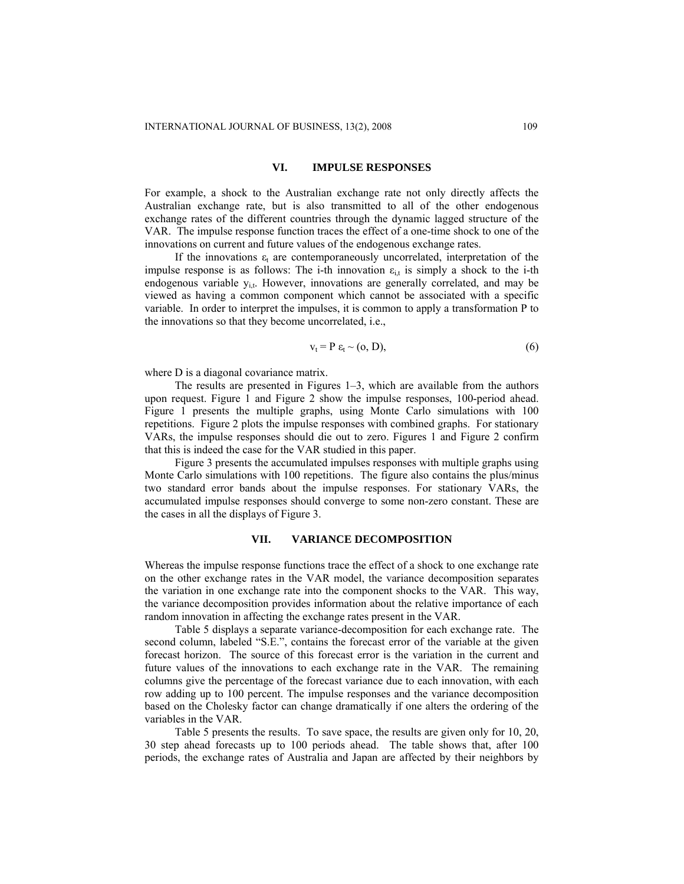## VI. IMPULSE RESPONSES

For example, a shock to the Australian exchange rate not only directly affects the Australian exchange rate, but is also transmitted to all of the other endogenous exchange rates of the different countries through the dynamic lagged structure of the VAR. The impulse response function traces the effect of a one-time shock to one of the innovations on current and future values of the endogenous exchange rates.

If the innovations $\varepsilon_t$ are contemporaneously uncorrelated, interpretation of the impulse response is as follows: The i-th innovation $\varepsilon_{i,t}$ is simply a shock to the i-th endogenous variable $y_{i,t}$. However, innovations are generally correlated, and may be viewed as having a common component which cannot be associated with a specific variable. In order to interpret the impulses, it is common to apply a transformation P to the innovations so that they become uncorrelated, i.e.,

$$v_t = P\,\varepsilon_t \sim (o, D), \tag{6}$$

where D is a diagonal covariance matrix.

The results are presented in Figures 1–3, which are available from the authors upon request. Figure 1 and Figure 2 show the impulse responses, 100-period ahead. Figure 1 presents the multiple graphs, using Monte Carlo simulations with 100 repetitions. Figure 2 plots the impulse responses with combined graphs. For stationary VARs, the impulse responses should die out to zero. Figures 1 and Figure 2 confirm that this is indeed the case for the VAR studied in this paper.

Figure 3 presents the accumulated impulses responses with multiple graphs using Monte Carlo simulations with 100 repetitions. The figure also contains the plus/minus two standard error bands about the impulse responses. For stationary VARs, the accumulated impulse responses should converge to some non-zero constant. These are the cases in all the displays of Figure 3.

## VII. VARIANCE DECOMPOSITION

Whereas the impulse response functions trace the effect of a shock to one exchange rate on the other exchange rates in the VAR model, the variance decomposition separates the variation in one exchange rate into the component shocks to the VAR. This way, the variance decomposition provides information about the relative importance of each random innovation in affecting the exchange rates present in the VAR.

Table 5 displays a separate variance-decomposition for each exchange rate. The second column, labeled "S.E.", contains the forecast error of the variable at the given forecast horizon. The source of this forecast error is the variation in the current and future values of the innovations to each exchange rate in the VAR. The remaining columns give the percentage of the forecast variance due to each innovation, with each row adding up to 100 percent. The impulse responses and the variance decomposition based on the Cholesky factor can change dramatically if one alters the ordering of the variables in the VAR.

Table 5 presents the results. To save space, the results are given only for 10, 20, 30 step ahead forecasts up to 100 periods ahead. The table shows that, after 100 periods, the exchange rates of Australia and Japan are affected by their neighbors by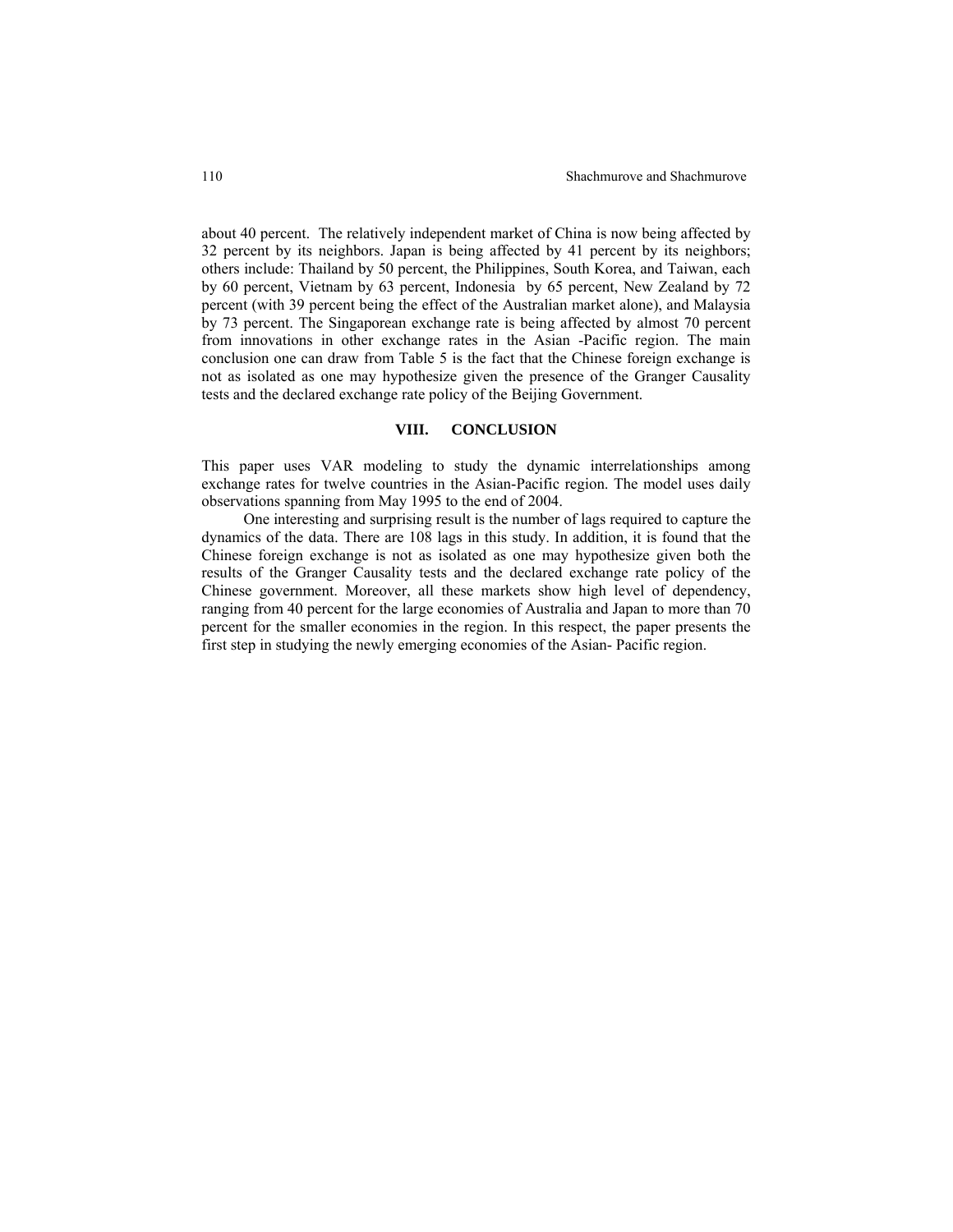about 40 percent. The relatively independent market of China is now being affected by 32 percent by its neighbors. Japan is being affected by 41 percent by its neighbors; others include: Thailand by 50 percent, the Philippines, South Korea, and Taiwan, each by 60 percent, Vietnam by 63 percent, Indonesia by 65 percent, New Zealand by 72 percent (with 39 percent being the effect of the Australian market alone), and Malaysia by 73 percent. The Singaporean exchange rate is being affected by almost 70 percent from innovations in other exchange rates in the Asian -Pacific region. The main conclusion one can draw from Table 5 is the fact that the Chinese foreign exchange is not as isolated as one may hypothesize given the presence of the Granger Causality tests and the declared exchange rate policy of the Beijing Government.

## VIII. CONCLUSION

This paper uses VAR modeling to study the dynamic interrelationships among exchange rates for twelve countries in the Asian-Pacific region. The model uses daily observations spanning from May 1995 to the end of 2004.

One interesting and surprising result is the number of lags required to capture the dynamics of the data. There are 108 lags in this study. In addition, it is found that the Chinese foreign exchange is not as isolated as one may hypothesize given both the results of the Granger Causality tests and the declared exchange rate policy of the Chinese government. Moreover, all these markets show high level of dependency, ranging from 40 percent for the large economies of Australia and Japan to more than 70 percent for the smaller economies in the region. In this respect, the paper presents the first step in studying the newly emerging economies of the Asian- Pacific region.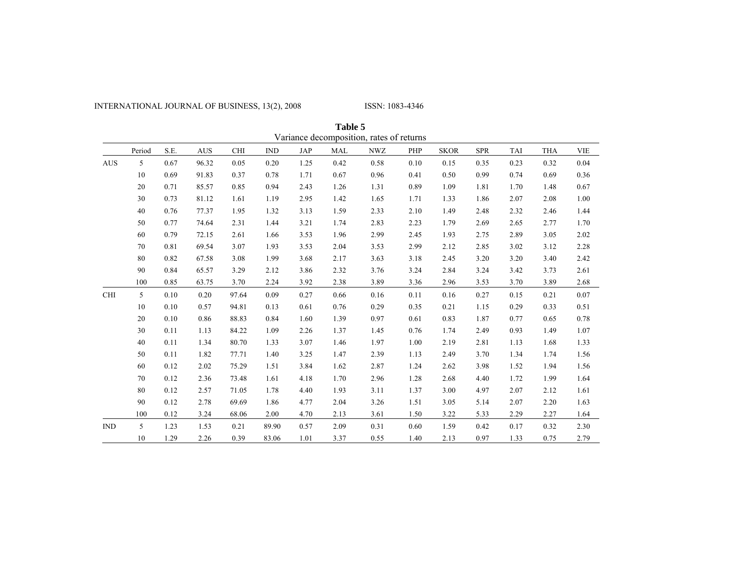**Table 5**
Variance decomposition, rates of returns

| | Period | S.E. | AUS | CHI | IND | JAP | MAL | NWZ | PHP | SKOR | SPR | TAI | THA | VIE |
|---|---|---|---|---|---|---|---|---|---|---|---|---|---|---|
| AUS | 5 | 0.67 | 96.32 | 0.05 | 0.20 | 1.25 | 0.42 | 0.58 | 0.10 | 0.15 | 0.35 | 0.23 | 0.32 | 0.04 |
| | 10 | 0.69 | 91.83 | 0.37 | 0.78 | 1.71 | 0.67 | 0.96 | 0.41 | 0.50 | 0.99 | 0.74 | 0.69 | 0.36 |
| | 20 | 0.71 | 85.57 | 0.85 | 0.94 | 2.43 | 1.26 | 1.31 | 0.89 | 1.09 | 1.81 | 1.70 | 1.48 | 0.67 |
| | 30 | 0.73 | 81.12 | 1.61 | 1.19 | 2.95 | 1.42 | 1.65 | 1.71 | 1.33 | 1.86 | 2.07 | 2.08 | 1.00 |
| | 40 | 0.76 | 77.37 | 1.95 | 1.32 | 3.13 | 1.59 | 2.33 | 2.10 | 1.49 | 2.48 | 2.32 | 2.46 | 1.44 |
| | 50 | 0.77 | 74.64 | 2.31 | 1.44 | 3.21 | 1.74 | 2.83 | 2.23 | 1.79 | 2.69 | 2.65 | 2.77 | 1.70 |
| | 60 | 0.79 | 72.15 | 2.61 | 1.66 | 3.53 | 1.96 | 2.99 | 2.45 | 1.93 | 2.75 | 2.89 | 3.05 | 2.02 |
| | 70 | 0.81 | 69.54 | 3.07 | 1.93 | 3.53 | 2.04 | 3.53 | 2.99 | 2.12 | 2.85 | 3.02 | 3.12 | 2.28 |
| | 80 | 0.82 | 67.58 | 3.08 | 1.99 | 3.68 | 2.17 | 3.63 | 3.18 | 2.45 | 3.20 | 3.20 | 3.40 | 2.42 |
| | 90 | 0.84 | 65.57 | 3.29 | 2.12 | 3.86 | 2.32 | 3.76 | 3.24 | 2.84 | 3.24 | 3.42 | 3.73 | 2.61 |
| | 100 | 0.85 | 63.75 | 3.70 | 2.24 | 3.92 | 2.38 | 3.89 | 3.36 | 2.96 | 3.53 | 3.70 | 3.89 | 2.68 |
| CHI | 5 | 0.10 | 0.20 | 97.64 | 0.09 | 0.27 | 0.66 | 0.16 | 0.11 | 0.16 | 0.27 | 0.15 | 0.21 | 0.07 |
| | 10 | 0.10 | 0.57 | 94.81 | 0.13 | 0.61 | 0.76 | 0.29 | 0.35 | 0.21 | 1.15 | 0.29 | 0.33 | 0.51 |
| | 20 | 0.10 | 0.86 | 88.83 | 0.84 | 1.60 | 1.39 | 0.97 | 0.61 | 0.83 | 1.87 | 0.77 | 0.65 | 0.78 |
| | 30 | 0.11 | 1.13 | 84.22 | 1.09 | 2.26 | 1.37 | 1.45 | 0.76 | 1.74 | 2.49 | 0.93 | 1.49 | 1.07 |
| | 40 | 0.11 | 1.34 | 80.70 | 1.33 | 3.07 | 1.46 | 1.97 | 1.00 | 2.19 | 2.81 | 1.13 | 1.68 | 1.33 |
| | 50 | 0.11 | 1.82 | 77.71 | 1.40 | 3.25 | 1.47 | 2.39 | 1.13 | 2.49 | 3.70 | 1.34 | 1.74 | 1.56 |
| | 60 | 0.12 | 2.02 | 75.29 | 1.51 | 3.84 | 1.62 | 2.87 | 1.24 | 2.62 | 3.98 | 1.52 | 1.94 | 1.56 |
| | 70 | 0.12 | 2.36 | 73.48 | 1.61 | 4.18 | 1.70 | 2.96 | 1.28 | 2.68 | 4.40 | 1.72 | 1.99 | 1.64 |
| | 80 | 0.12 | 2.57 | 71.05 | 1.78 | 4.40 | 1.93 | 3.11 | 1.37 | 3.00 | 4.97 | 2.07 | 2.12 | 1.61 |
| | 90 | 0.12 | 2.78 | 69.69 | 1.86 | 4.77 | 2.04 | 3.26 | 1.51 | 3.05 | 5.14 | 2.07 | 2.20 | 1.63 |
| | 100 | 0.12 | 3.24 | 68.06 | 2.00 | 4.70 | 2.13 | 3.61 | 1.50 | 3.22 | 5.33 | 2.29 | 2.27 | 1.64 |
| IND | 5 | 1.23 | 1.53 | 0.21 | 89.90 | 0.57 | 2.09 | 0.31 | 0.60 | 1.59 | 0.42 | 0.17 | 0.32 | 2.30 |
| | 10 | 1.29 | 2.26 | 0.39 | 83.06 | 1.01 | 3.37 | 0.55 | 1.40 | 2.13 | 0.97 | 1.33 | 0.75 | 2.79 |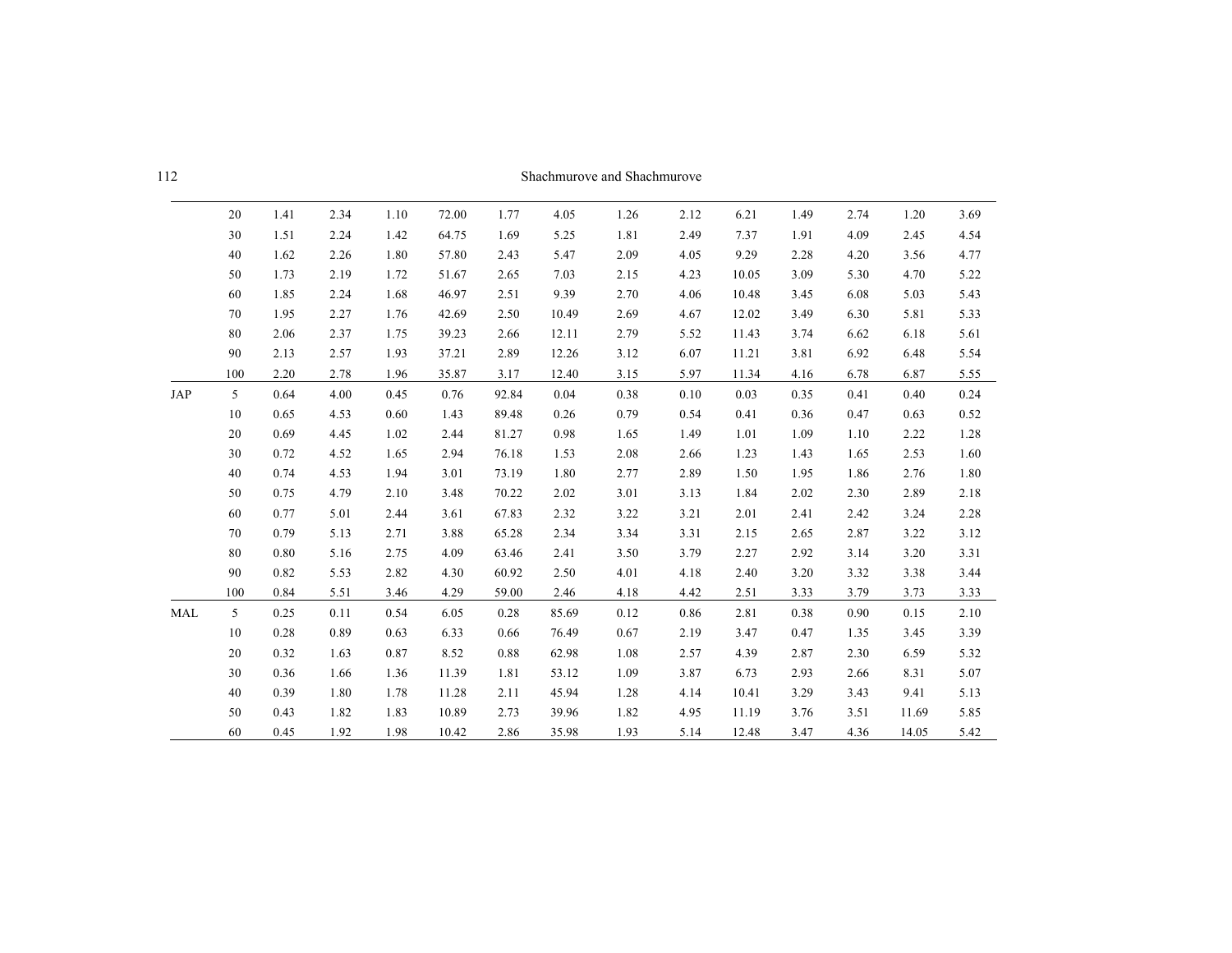| | | | | | | | | | | | | | | |
|---|---|---|---|---|---|---|---|---|---|---|---|---|---|---|
| | 20 | 1.41 | 2.34 | 1.10 | 72.00 | 1.77 | 4.05 | 1.26 | 2.12 | 6.21 | 1.49 | 2.74 | 1.20 | 3.69 |
| | 30 | 1.51 | 2.24 | 1.42 | 64.75 | 1.69 | 5.25 | 1.81 | 2.49 | 7.37 | 1.91 | 4.09 | 2.45 | 4.54 |
| | 40 | 1.62 | 2.26 | 1.80 | 57.80 | 2.43 | 5.47 | 2.09 | 4.05 | 9.29 | 2.28 | 4.20 | 3.56 | 4.77 |
| | 50 | 1.73 | 2.19 | 1.72 | 51.67 | 2.65 | 7.03 | 2.15 | 4.23 | 10.05 | 3.09 | 5.30 | 4.70 | 5.22 |
| | 60 | 1.85 | 2.24 | 1.68 | 46.97 | 2.51 | 9.39 | 2.70 | 4.06 | 10.48 | 3.45 | 6.08 | 5.03 | 5.43 |
| | 70 | 1.95 | 2.27 | 1.76 | 42.69 | 2.50 | 10.49 | 2.69 | 4.67 | 12.02 | 3.49 | 6.30 | 5.81 | 5.33 |
| | 80 | 2.06 | 2.37 | 1.75 | 39.23 | 2.66 | 12.11 | 2.79 | 5.52 | 11.43 | 3.74 | 6.62 | 6.18 | 5.61 |
| | 90 | 2.13 | 2.57 | 1.93 | 37.21 | 2.89 | 12.26 | 3.12 | 6.07 | 11.21 | 3.81 | 6.92 | 6.48 | 5.54 |
| | 100 | 2.20 | 2.78 | 1.96 | 35.87 | 3.17 | 12.40 | 3.15 | 5.97 | 11.34 | 4.16 | 6.78 | 6.87 | 5.55 |
| JAP | 5 | 0.64 | 4.00 | 0.45 | 0.76 | 92.84 | 0.04 | 0.38 | 0.10 | 0.03 | 0.35 | 0.41 | 0.40 | 0.24 |
| | 10 | 0.65 | 4.53 | 0.60 | 1.43 | 89.48 | 0.26 | 0.79 | 0.54 | 0.41 | 0.36 | 0.47 | 0.63 | 0.52 |
| | 20 | 0.69 | 4.45 | 1.02 | 2.44 | 81.27 | 0.98 | 1.65 | 1.49 | 1.01 | 1.09 | 1.10 | 2.22 | 1.28 |
| | 30 | 0.72 | 4.52 | 1.65 | 2.94 | 76.18 | 1.53 | 2.08 | 2.66 | 1.23 | 1.43 | 1.65 | 2.53 | 1.60 |
| | 40 | 0.74 | 4.53 | 1.94 | 3.01 | 73.19 | 1.80 | 2.77 | 2.89 | 1.50 | 1.95 | 1.86 | 2.76 | 1.80 |
| | 50 | 0.75 | 4.79 | 2.10 | 3.48 | 70.22 | 2.02 | 3.01 | 3.13 | 1.84 | 2.02 | 2.30 | 2.89 | 2.18 |
| | 60 | 0.77 | 5.01 | 2.44 | 3.61 | 67.83 | 2.32 | 3.22 | 3.21 | 2.01 | 2.41 | 2.42 | 3.24 | 2.28 |
| | 70 | 0.79 | 5.13 | 2.71 | 3.88 | 65.28 | 2.34 | 3.34 | 3.31 | 2.15 | 2.65 | 2.87 | 3.22 | 3.12 |
| | 80 | 0.80 | 5.16 | 2.75 | 4.09 | 63.46 | 2.41 | 3.50 | 3.79 | 2.27 | 2.92 | 3.14 | 3.20 | 3.31 |
| | 90 | 0.82 | 5.53 | 2.82 | 4.30 | 60.92 | 2.50 | 4.01 | 4.18 | 2.40 | 3.20 | 3.32 | 3.38 | 3.44 |
| | 100 | 0.84 | 5.51 | 3.46 | 4.29 | 59.00 | 2.46 | 4.18 | 4.42 | 2.51 | 3.33 | 3.79 | 3.73 | 3.33 |
| MAL | 5 | 0.25 | 0.11 | 0.54 | 6.05 | 0.28 | 85.69 | 0.12 | 0.86 | 2.81 | 0.38 | 0.90 | 0.15 | 2.10 |
| | 10 | 0.28 | 0.89 | 0.63 | 6.33 | 0.66 | 76.49 | 0.67 | 2.19 | 3.47 | 0.47 | 1.35 | 3.45 | 3.39 |
| | 20 | 0.32 | 1.63 | 0.87 | 8.52 | 0.88 | 62.98 | 1.08 | 2.57 | 4.39 | 2.87 | 2.30 | 6.59 | 5.32 |
| | 30 | 0.36 | 1.66 | 1.36 | 11.39 | 1.81 | 53.12 | 1.09 | 3.87 | 6.73 | 2.93 | 2.66 | 8.31 | 5.07 |
| | 40 | 0.39 | 1.80 | 1.78 | 11.28 | 2.11 | 45.94 | 1.28 | 4.14 | 10.41 | 3.29 | 3.43 | 9.41 | 5.13 |
| | 50 | 0.43 | 1.82 | 1.83 | 10.89 | 2.73 | 39.96 | 1.82 | 4.95 | 11.19 | 3.76 | 3.51 | 11.69 | 5.85 |
| | 60 | 0.45 | 1.92 | 1.98 | 10.42 | 2.86 | 35.98 | 1.93 | 5.14 | 12.48 | 3.47 | 4.36 | 14.05 | 5.42 |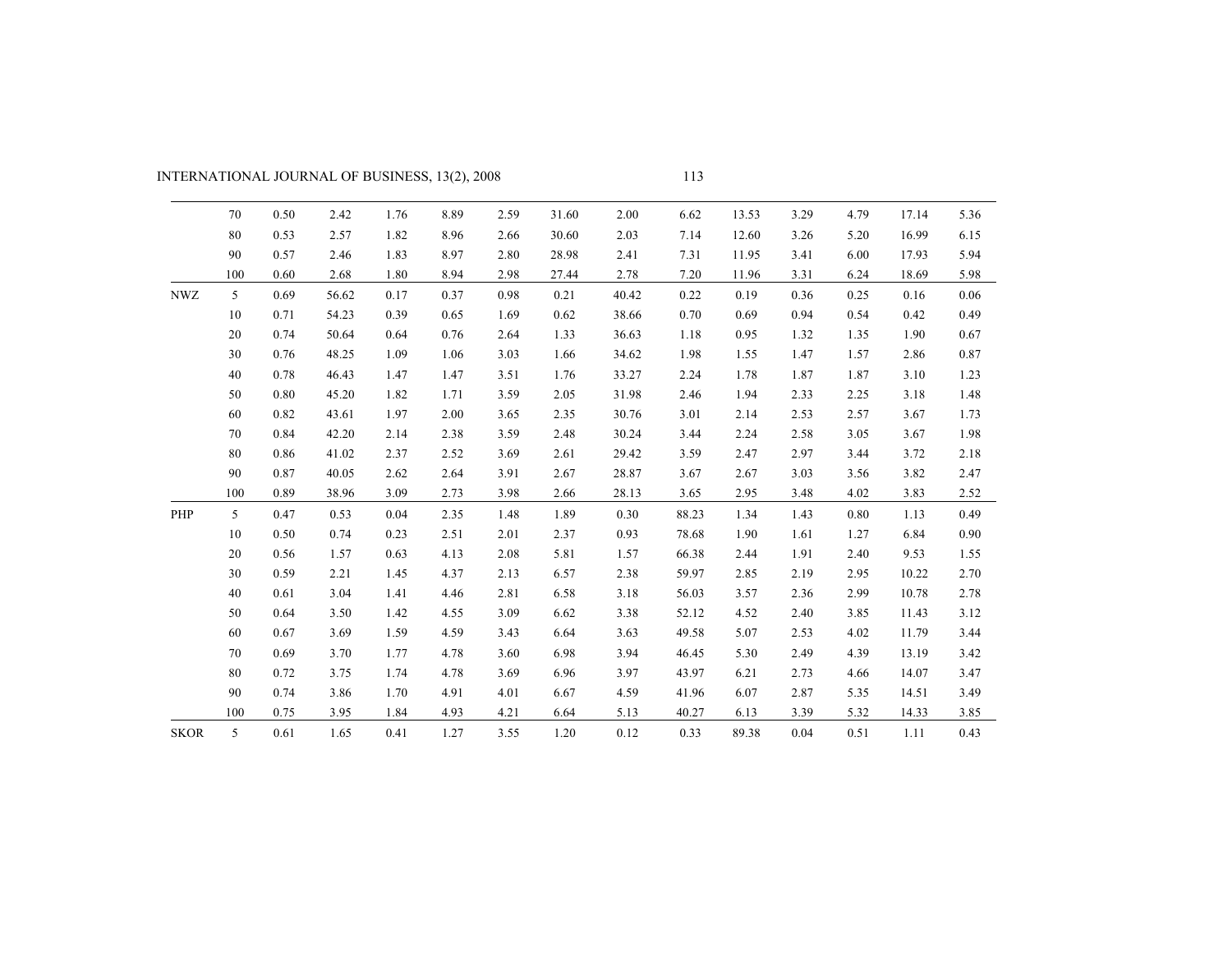| | | | | | | | | | | | | | | |
|---|---|---|---|---|---|---|---|---|---|---|---|---|---|---|
| | 70 | 0.50 | 2.42 | 1.76 | 8.89 | 2.59 | 31.60 | 2.00 | 6.62 | 13.53 | 3.29 | 4.79 | 17.14 | 5.36 |
| | 80 | 0.53 | 2.57 | 1.82 | 8.96 | 2.66 | 30.60 | 2.03 | 7.14 | 12.60 | 3.26 | 5.20 | 16.99 | 6.15 |
| | 90 | 0.57 | 2.46 | 1.83 | 8.97 | 2.80 | 28.98 | 2.41 | 7.31 | 11.95 | 3.41 | 6.00 | 17.93 | 5.94 |
| | 100 | 0.60 | 2.68 | 1.80 | 8.94 | 2.98 | 27.44 | 2.78 | 7.20 | 11.96 | 3.31 | 6.24 | 18.69 | 5.98 |
| NWZ | 5 | 0.69 | 56.62 | 0.17 | 0.37 | 0.98 | 0.21 | 40.42 | 0.22 | 0.19 | 0.36 | 0.25 | 0.16 | 0.06 |
| | 10 | 0.71 | 54.23 | 0.39 | 0.65 | 1.69 | 0.62 | 38.66 | 0.70 | 0.69 | 0.94 | 0.54 | 0.42 | 0.49 |
| | 20 | 0.74 | 50.64 | 0.64 | 0.76 | 2.64 | 1.33 | 36.63 | 1.18 | 0.95 | 1.32 | 1.35 | 1.90 | 0.67 |
| | 30 | 0.76 | 48.25 | 1.09 | 1.06 | 3.03 | 1.66 | 34.62 | 1.98 | 1.55 | 1.47 | 1.57 | 2.86 | 0.87 |
| | 40 | 0.78 | 46.43 | 1.47 | 1.47 | 3.51 | 1.76 | 33.27 | 2.24 | 1.78 | 1.87 | 1.87 | 3.10 | 1.23 |
| | 50 | 0.80 | 45.20 | 1.82 | 1.71 | 3.59 | 2.05 | 31.98 | 2.46 | 1.94 | 2.33 | 2.25 | 3.18 | 1.48 |
| | 60 | 0.82 | 43.61 | 1.97 | 2.00 | 3.65 | 2.35 | 30.76 | 3.01 | 2.14 | 2.53 | 2.57 | 3.67 | 1.73 |
| | 70 | 0.84 | 42.20 | 2.14 | 2.38 | 3.59 | 2.48 | 30.24 | 3.44 | 2.24 | 2.58 | 3.05 | 3.67 | 1.98 |
| | 80 | 0.86 | 41.02 | 2.37 | 2.52 | 3.69 | 2.61 | 29.42 | 3.59 | 2.47 | 2.97 | 3.44 | 3.72 | 2.18 |
| | 90 | 0.87 | 40.05 | 2.62 | 2.64 | 3.91 | 2.67 | 28.87 | 3.67 | 2.67 | 3.03 | 3.56 | 3.82 | 2.47 |
| | 100 | 0.89 | 38.96 | 3.09 | 2.73 | 3.98 | 2.66 | 28.13 | 3.65 | 2.95 | 3.48 | 4.02 | 3.83 | 2.52 |
| PHP | 5 | 0.47 | 0.53 | 0.04 | 2.35 | 1.48 | 1.89 | 0.30 | 88.23 | 1.34 | 1.43 | 0.80 | 1.13 | 0.49 |
| | 10 | 0.50 | 0.74 | 0.23 | 2.51 | 2.01 | 2.37 | 0.93 | 78.68 | 1.90 | 1.61 | 1.27 | 6.84 | 0.90 |
| | 20 | 0.56 | 1.57 | 0.63 | 4.13 | 2.08 | 5.81 | 1.57 | 66.38 | 2.44 | 1.91 | 2.40 | 9.53 | 1.55 |
| | 30 | 0.59 | 2.21 | 1.45 | 4.37 | 2.13 | 6.57 | 2.38 | 59.97 | 2.85 | 2.19 | 2.95 | 10.22 | 2.70 |
| | 40 | 0.61 | 3.04 | 1.41 | 4.46 | 2.81 | 6.58 | 3.18 | 56.03 | 3.57 | 2.36 | 2.99 | 10.78 | 2.78 |
| | 50 | 0.64 | 3.50 | 1.42 | 4.55 | 3.09 | 6.62 | 3.38 | 52.12 | 4.52 | 2.40 | 3.85 | 11.43 | 3.12 |
| | 60 | 0.67 | 3.69 | 1.59 | 4.59 | 3.43 | 6.64 | 3.63 | 49.58 | 5.07 | 2.53 | 4.02 | 11.79 | 3.44 |
| | 70 | 0.69 | 3.70 | 1.77 | 4.78 | 3.60 | 6.98 | 3.94 | 46.45 | 5.30 | 2.49 | 4.39 | 13.19 | 3.42 |
| | 80 | 0.72 | 3.75 | 1.74 | 4.78 | 3.69 | 6.96 | 3.97 | 43.97 | 6.21 | 2.73 | 4.66 | 14.07 | 3.47 |
| | 90 | 0.74 | 3.86 | 1.70 | 4.91 | 4.01 | 6.67 | 4.59 | 41.96 | 6.07 | 2.87 | 5.35 | 14.51 | 3.49 |
| | 100 | 0.75 | 3.95 | 1.84 | 4.93 | 4.21 | 6.64 | 5.13 | 40.27 | 6.13 | 3.39 | 5.32 | 14.33 | 3.85 |
| SKOR | 5 | 0.61 | 1.65 | 0.41 | 1.27 | 3.55 | 1.20 | 0.12 | 0.33 | 89.38 | 0.04 | 0.51 | 1.11 | 0.43 |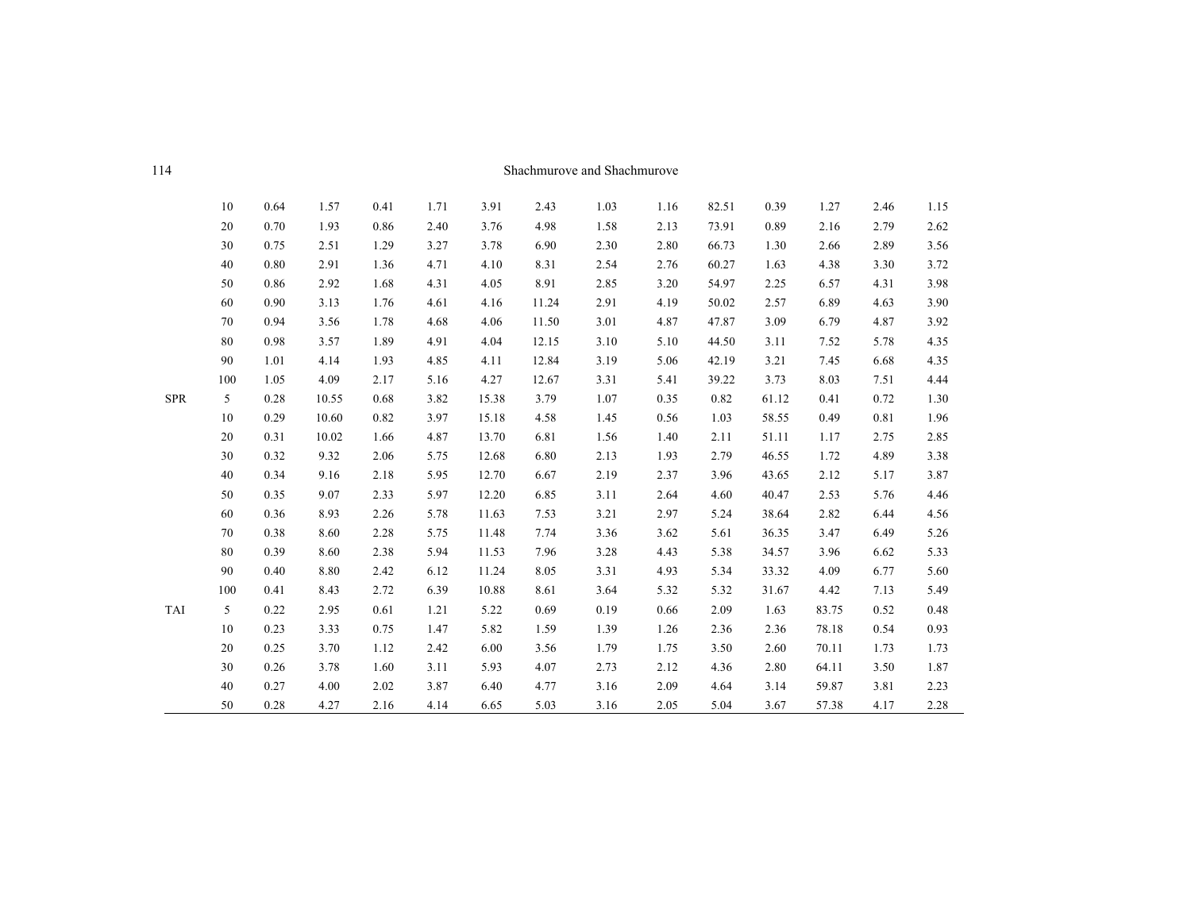| | | | | | | | | | | | | | | |
|---|---|---|---|---|---|---|---|---|---|---|---|---|---|---|
| | 10 | 0.64 | 1.57 | 0.41 | 1.71 | 3.91 | 2.43 | 1.03 | 1.16 | 82.51 | 0.39 | 1.27 | 2.46 | 1.15 |
| | 20 | 0.70 | 1.93 | 0.86 | 2.40 | 3.76 | 4.98 | 1.58 | 2.13 | 73.91 | 0.89 | 2.16 | 2.79 | 2.62 |
| | 30 | 0.75 | 2.51 | 1.29 | 3.27 | 3.78 | 6.90 | 2.30 | 2.80 | 66.73 | 1.30 | 2.66 | 2.89 | 3.56 |
| | 40 | 0.80 | 2.91 | 1.36 | 4.71 | 4.10 | 8.31 | 2.54 | 2.76 | 60.27 | 1.63 | 4.38 | 3.30 | 3.72 |
| | 50 | 0.86 | 2.92 | 1.68 | 4.31 | 4.05 | 8.91 | 2.85 | 3.20 | 54.97 | 2.25 | 6.57 | 4.31 | 3.98 |
| | 60 | 0.90 | 3.13 | 1.76 | 4.61 | 4.16 | 11.24 | 2.91 | 4.19 | 50.02 | 2.57 | 6.89 | 4.63 | 3.90 |
| | 70 | 0.94 | 3.56 | 1.78 | 4.68 | 4.06 | 11.50 | 3.01 | 4.87 | 47.87 | 3.09 | 6.79 | 4.87 | 3.92 |
| | 80 | 0.98 | 3.57 | 1.89 | 4.91 | 4.04 | 12.15 | 3.10 | 5.10 | 44.50 | 3.11 | 7.52 | 5.78 | 4.35 |
| | 90 | 1.01 | 4.14 | 1.93 | 4.85 | 4.11 | 12.84 | 3.19 | 5.06 | 42.19 | 3.21 | 7.45 | 6.68 | 4.35 |
| | 100 | 1.05 | 4.09 | 2.17 | 5.16 | 4.27 | 12.67 | 3.31 | 5.41 | 39.22 | 3.73 | 8.03 | 7.51 | 4.44 |
| SPR | 5 | 0.28 | 10.55 | 0.68 | 3.82 | 15.38 | 3.79 | 1.07 | 0.35 | 0.82 | 61.12 | 0.41 | 0.72 | 1.30 |
| | 10 | 0.29 | 10.60 | 0.82 | 3.97 | 15.18 | 4.58 | 1.45 | 0.56 | 1.03 | 58.55 | 0.49 | 0.81 | 1.96 |
| | 20 | 0.31 | 10.02 | 1.66 | 4.87 | 13.70 | 6.81 | 1.56 | 1.40 | 2.11 | 51.11 | 1.17 | 2.75 | 2.85 |
| | 30 | 0.32 | 9.32 | 2.06 | 5.75 | 12.68 | 6.80 | 2.13 | 1.93 | 2.79 | 46.55 | 1.72 | 4.89 | 3.38 |
| | 40 | 0.34 | 9.16 | 2.18 | 5.95 | 12.70 | 6.67 | 2.19 | 2.37 | 3.96 | 43.65 | 2.12 | 5.17 | 3.87 |
| | 50 | 0.35 | 9.07 | 2.33 | 5.97 | 12.20 | 6.85 | 3.11 | 2.64 | 4.60 | 40.47 | 2.53 | 5.76 | 4.46 |
| | 60 | 0.36 | 8.93 | 2.26 | 5.78 | 11.63 | 7.53 | 3.21 | 2.97 | 5.24 | 38.64 | 2.82 | 6.44 | 4.56 |
| | 70 | 0.38 | 8.60 | 2.28 | 5.75 | 11.48 | 7.74 | 3.36 | 3.62 | 5.61 | 36.35 | 3.47 | 6.49 | 5.26 |
| | 80 | 0.39 | 8.60 | 2.38 | 5.94 | 11.53 | 7.96 | 3.28 | 4.43 | 5.38 | 34.57 | 3.96 | 6.62 | 5.33 |
| | 90 | 0.40 | 8.80 | 2.42 | 6.12 | 11.24 | 8.05 | 3.31 | 4.93 | 5.34 | 33.32 | 4.09 | 6.77 | 5.60 |
| | 100 | 0.41 | 8.43 | 2.72 | 6.39 | 10.88 | 8.61 | 3.64 | 5.32 | 5.32 | 31.67 | 4.42 | 7.13 | 5.49 |
| TAI | 5 | 0.22 | 2.95 | 0.61 | 1.21 | 5.22 | 0.69 | 0.19 | 0.66 | 2.09 | 1.63 | 83.75 | 0.52 | 0.48 |
| | 10 | 0.23 | 3.33 | 0.75 | 1.47 | 5.82 | 1.59 | 1.39 | 1.26 | 2.36 | 2.36 | 78.18 | 0.54 | 0.93 |
| | 20 | 0.25 | 3.70 | 1.12 | 2.42 | 6.00 | 3.56 | 1.79 | 1.75 | 3.50 | 2.60 | 70.11 | 1.73 | 1.73 |
| | 30 | 0.26 | 3.78 | 1.60 | 3.11 | 5.93 | 4.07 | 2.73 | 2.12 | 4.36 | 2.80 | 64.11 | 3.50 | 1.87 |
| | 40 | 0.27 | 4.00 | 2.02 | 3.87 | 6.40 | 4.77 | 3.16 | 2.09 | 4.64 | 3.14 | 59.87 | 3.81 | 2.23 |
| | 50 | 0.28 | 4.27 | 2.16 | 4.14 | 6.65 | 5.03 | 3.16 | 2.05 | 5.04 | 3.67 | 57.38 | 4.17 | 2.28 |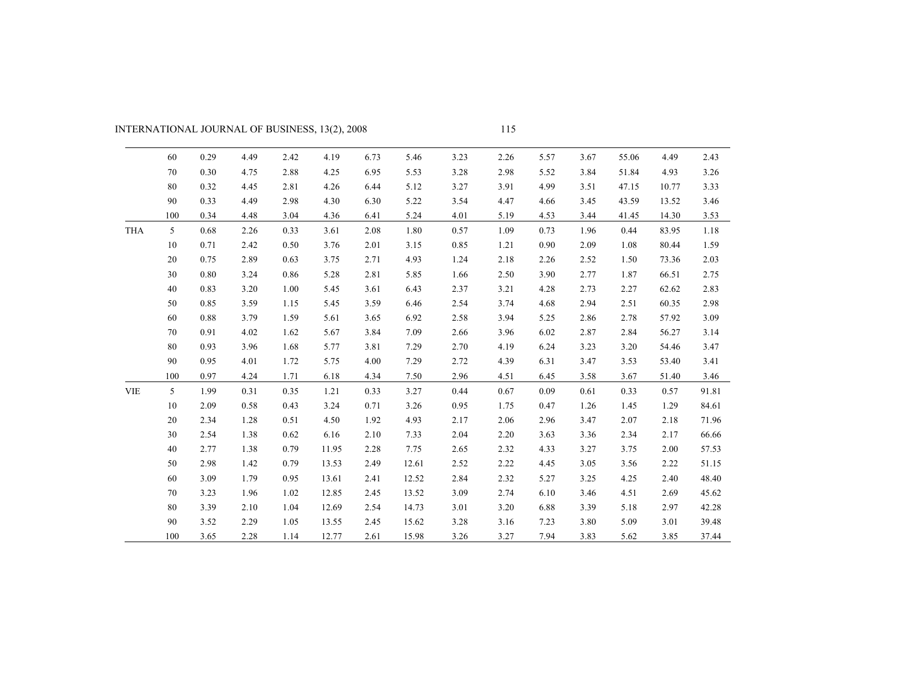| | | | | | | | | | | | | | | |
|---|---|---|---|---|---|---|---|---|---|---|---|---|---|---|
| | 60 | 0.29 | 4.49 | 2.42 | 4.19 | 6.73 | 5.46 | 3.23 | 2.26 | 5.57 | 3.67 | 55.06 | 4.49 | 2.43 |
| | 70 | 0.30 | 4.75 | 2.88 | 4.25 | 6.95 | 5.53 | 3.28 | 2.98 | 5.52 | 3.84 | 51.84 | 4.93 | 3.26 |
| | 80 | 0.32 | 4.45 | 2.81 | 4.26 | 6.44 | 5.12 | 3.27 | 3.91 | 4.99 | 3.51 | 47.15 | 10.77 | 3.33 |
| | 90 | 0.33 | 4.49 | 2.98 | 4.30 | 6.30 | 5.22 | 3.54 | 4.47 | 4.66 | 3.45 | 43.59 | 13.52 | 3.46 |
| | 100 | 0.34 | 4.48 | 3.04 | 4.36 | 6.41 | 5.24 | 4.01 | 5.19 | 4.53 | 3.44 | 41.45 | 14.30 | 3.53 |
| THA | 5 | 0.68 | 2.26 | 0.33 | 3.61 | 2.08 | 1.80 | 0.57 | 1.09 | 0.73 | 1.96 | 0.44 | 83.95 | 1.18 |
| | 10 | 0.71 | 2.42 | 0.50 | 3.76 | 2.01 | 3.15 | 0.85 | 1.21 | 0.90 | 2.09 | 1.08 | 80.44 | 1.59 |
| | 20 | 0.75 | 2.89 | 0.63 | 3.75 | 2.71 | 4.93 | 1.24 | 2.18 | 2.26 | 2.52 | 1.50 | 73.36 | 2.03 |
| | 30 | 0.80 | 3.24 | 0.86 | 5.28 | 2.81 | 5.85 | 1.66 | 2.50 | 3.90 | 2.77 | 1.87 | 66.51 | 2.75 |
| | 40 | 0.83 | 3.20 | 1.00 | 5.45 | 3.61 | 6.43 | 2.37 | 3.21 | 4.28 | 2.73 | 2.27 | 62.62 | 2.83 |
| | 50 | 0.85 | 3.59 | 1.15 | 5.45 | 3.59 | 6.46 | 2.54 | 3.74 | 4.68 | 2.94 | 2.51 | 60.35 | 2.98 |
| | 60 | 0.88 | 3.79 | 1.59 | 5.61 | 3.65 | 6.92 | 2.58 | 3.94 | 5.25 | 2.86 | 2.78 | 57.92 | 3.09 |
| | 70 | 0.91 | 4.02 | 1.62 | 5.67 | 3.84 | 7.09 | 2.66 | 3.96 | 6.02 | 2.87 | 2.84 | 56.27 | 3.14 |
| | 80 | 0.93 | 3.96 | 1.68 | 5.77 | 3.81 | 7.29 | 2.70 | 4.19 | 6.24 | 3.23 | 3.20 | 54.46 | 3.47 |
| | 90 | 0.95 | 4.01 | 1.72 | 5.75 | 4.00 | 7.29 | 2.72 | 4.39 | 6.31 | 3.47 | 3.53 | 53.40 | 3.41 |
| | 100 | 0.97 | 4.24 | 1.71 | 6.18 | 4.34 | 7.50 | 2.96 | 4.51 | 6.45 | 3.58 | 3.67 | 51.40 | 3.46 |
| VIE | 5 | 1.99 | 0.31 | 0.35 | 1.21 | 0.33 | 3.27 | 0.44 | 0.67 | 0.09 | 0.61 | 0.33 | 0.57 | 91.81 |
| | 10 | 2.09 | 0.58 | 0.43 | 3.24 | 0.71 | 3.26 | 0.95 | 1.75 | 0.47 | 1.26 | 1.45 | 1.29 | 84.61 |
| | 20 | 2.34 | 1.28 | 0.51 | 4.50 | 1.92 | 4.93 | 2.17 | 2.06 | 2.96 | 3.47 | 2.07 | 2.18 | 71.96 |
| | 30 | 2.54 | 1.38 | 0.62 | 6.16 | 2.10 | 7.33 | 2.04 | 2.20 | 3.63 | 3.36 | 2.34 | 2.17 | 66.66 |
| | 40 | 2.77 | 1.38 | 0.79 | 11.95 | 2.28 | 7.75 | 2.65 | 2.32 | 4.33 | 3.27 | 3.75 | 2.00 | 57.53 |
| | 50 | 2.98 | 1.42 | 0.79 | 13.53 | 2.49 | 12.61 | 2.52 | 2.22 | 4.45 | 3.05 | 3.56 | 2.22 | 51.15 |
| | 60 | 3.09 | 1.79 | 0.95 | 13.61 | 2.41 | 12.52 | 2.84 | 2.32 | 5.27 | 3.25 | 4.25 | 2.40 | 48.40 |
| | 70 | 3.23 | 1.96 | 1.02 | 12.85 | 2.45 | 13.52 | 3.09 | 2.74 | 6.10 | 3.46 | 4.51 | 2.69 | 45.62 |
| | 80 | 3.39 | 2.10 | 1.04 | 12.69 | 2.54 | 14.73 | 3.01 | 3.20 | 6.88 | 3.39 | 5.18 | 2.97 | 42.28 |
| | 90 | 3.52 | 2.29 | 1.05 | 13.55 | 2.45 | 15.62 | 3.28 | 3.16 | 7.23 | 3.80 | 5.09 | 3.01 | 39.48 |
| | 100 | 3.65 | 2.28 | 1.14 | 12.77 | 2.61 | 15.98 | 3.26 | 3.27 | 7.94 | 3.83 | 5.62 | 3.85 | 37.44 |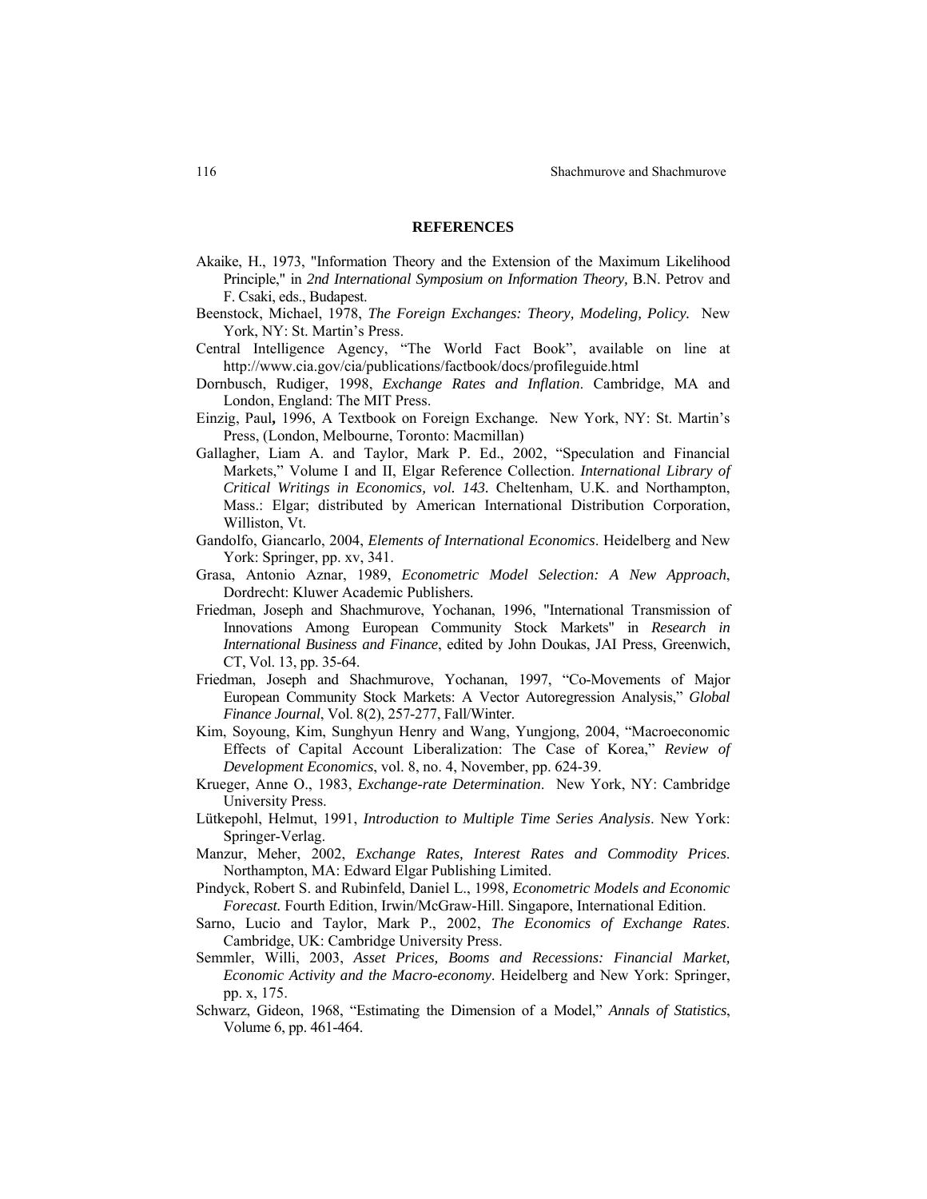## REFERENCES

Akaike, H., 1973, "Information Theory and the Extension of the Maximum Likelihood Principle," in *2nd International Symposium on Information Theory,* B.N. Petrov and F. Csaki, eds., Budapest.

Beenstock, Michael, 1978, *The Foreign Exchanges: Theory, Modeling, Policy.* New York, NY: St. Martin's Press.

Central Intelligence Agency, "The World Fact Book", available on line at http://www.cia.gov/cia/publications/factbook/docs/profileguide.html

Dornbusch, Rudiger, 1998, *Exchange Rates and Inflation*. Cambridge, MA and London, England: The MIT Press.

Einzig, Paul**,** 1996, A Textbook on Foreign Exchange. New York, NY: St. Martin's Press, (London, Melbourne, Toronto: Macmillan)

Gallagher, Liam A. and Taylor, Mark P. Ed., 2002, "Speculation and Financial Markets," Volume I and II, Elgar Reference Collection. *International Library of Critical Writings in Economics, vol. 143.* Cheltenham, U.K. and Northampton, Mass.: Elgar; distributed by American International Distribution Corporation, Williston, Vt.

Gandolfo, Giancarlo, 2004, *Elements of International Economics*. Heidelberg and New York: Springer, pp. xv, 341.

Grasa, Antonio Aznar, 1989, *Econometric Model Selection: A New Approach*, Dordrecht: Kluwer Academic Publishers.

Friedman, Joseph and Shachmurove, Yochanan, 1996, "International Transmission of Innovations Among European Community Stock Markets" in *Research in International Business and Finance*, edited by John Doukas, JAI Press, Greenwich, CT, Vol. 13, pp. 35-64.

Friedman, Joseph and Shachmurove, Yochanan, 1997, "Co-Movements of Major European Community Stock Markets: A Vector Autoregression Analysis," *Global Finance Journal*, Vol. 8(2), 257-277, Fall/Winter.

Kim, Soyoung, Kim, Sunghyun Henry and Wang, Yungjong, 2004, "Macroeconomic Effects of Capital Account Liberalization: The Case of Korea," *Review of Development Economics*, vol. 8, no. 4, November, pp. 624-39.

Krueger, Anne O., 1983, *Exchange-rate Determination*. New York, NY: Cambridge University Press.

Lütkepohl, Helmut, 1991, *Introduction to Multiple Time Series Analysis*. New York: Springer-Verlag.

Manzur, Meher, 2002, *Exchange Rates, Interest Rates and Commodity Prices*. Northampton, MA: Edward Elgar Publishing Limited.

Pindyck, Robert S. and Rubinfeld, Daniel L., 1998*, Econometric Models and Economic Forecast.* Fourth Edition, Irwin/McGraw-Hill. Singapore, International Edition.

Sarno, Lucio and Taylor, Mark P., 2002, *The Economics of Exchange Rates*. Cambridge, UK: Cambridge University Press.

Semmler, Willi, 2003, *Asset Prices, Booms and Recessions: Financial Market, Economic Activity and the Macro-economy*. Heidelberg and New York: Springer, pp. x, 175.

Schwarz, Gideon, 1968, "Estimating the Dimension of a Model," *Annals of Statistics*, Volume 6, pp. 461-464.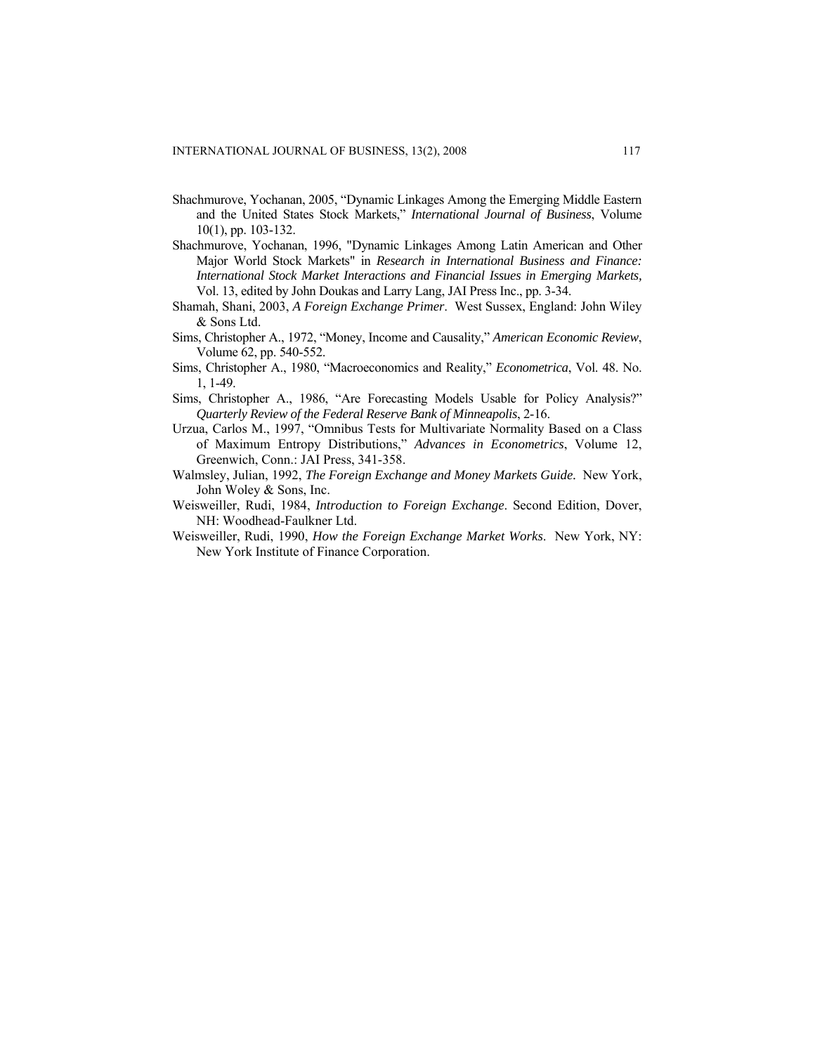Shachmurove, Yochanan, 2005, "Dynamic Linkages Among the Emerging Middle Eastern and the United States Stock Markets," *International Journal of Business*, Volume 10(1), pp. 103-132.

Shachmurove, Yochanan, 1996, "Dynamic Linkages Among Latin American and Other Major World Stock Markets" in *Research in International Business and Finance: International Stock Market Interactions and Financial Issues in Emerging Markets,* Vol. 13, edited by John Doukas and Larry Lang, JAI Press Inc., pp. 3-34.

Shamah, Shani, 2003, *A Foreign Exchange Primer*. West Sussex, England: John Wiley & Sons Ltd.

Sims, Christopher A., 1972, "Money, Income and Causality," *American Economic Review*, Volume 62, pp. 540-552.

Sims, Christopher A., 1980, "Macroeconomics and Reality," *Econometrica*, Vol. 48. No. 1, 1-49.

Sims, Christopher A., 1986, "Are Forecasting Models Usable for Policy Analysis?" *Quarterly Review of the Federal Reserve Bank of Minneapolis*, 2-16.

Urzua, Carlos M., 1997, "Omnibus Tests for Multivariate Normality Based on a Class of Maximum Entropy Distributions," *Advances in Econometrics*, Volume 12, Greenwich, Conn.: JAI Press, 341-358.

Walmsley, Julian, 1992, *The Foreign Exchange and Money Markets Guide.* New York, John Woley & Sons, Inc.

Weisweiller, Rudi, 1984, *Introduction to Foreign Exchange*. Second Edition, Dover, NH: Woodhead-Faulkner Ltd.

Weisweiller, Rudi, 1990, *How the Foreign Exchange Market Works*. New York, NY: New York Institute of Finance Corporation.